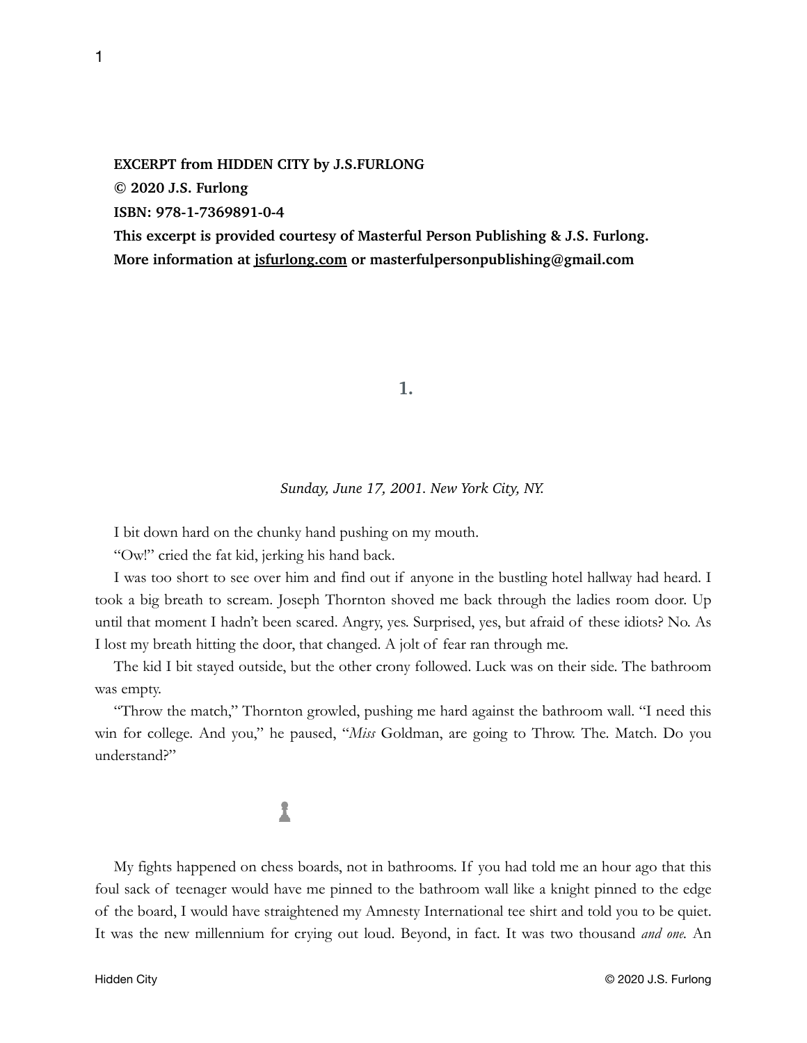**EXCERPT from HIDDEN CITY by J.S.FURLONG**

**© 2020 J.S. Furlong**

**ISBN: 978-1-7369891-0-4**

**This excerpt is provided courtesy of Masterful Person Publishing & J.S. Furlong.**

**More information at jsfurlong.com or masterfulpersonpublishing@gmail.com**

# 1.

*Sunday, June 17, 2001. New York City, NY.*

I bit down hard on the chunky hand pushing on my mouth.

"Ow!" cried the fat kid, jerking his hand back.

I was too short to see over him and find out if anyone in the bustling hotel hallway had heard. I took a big breath to scream. Joseph Thornton shoved me back through the ladies room door. Up until that moment I hadn't been scared. Angry, yes. Surprised, yes, but afraid of these idiots? No. As I lost my breath hitting the door, that changed. A jolt of fear ran through me.

The kid I bit stayed outside, but the other crony followed. Luck was on their side. The bathroom was empty.

"Throw the match," Thornton growled, pushing me hard against the bathroom wall. "I need this win for college. And you," he paused, "*Miss* Goldman, are going to Throw. The. Match. Do you understand?"

♟

My fights happened on chess boards, not in bathrooms. If you had told me an hour ago that this foul sack of teenager would have me pinned to the bathroom wall like a knight pinned to the edge of the board, I would have straightened my Amnesty International tee shirt and told you to be quiet. It was the new millennium for crying out loud. Beyond, in fact. It was two thousand *and one.* An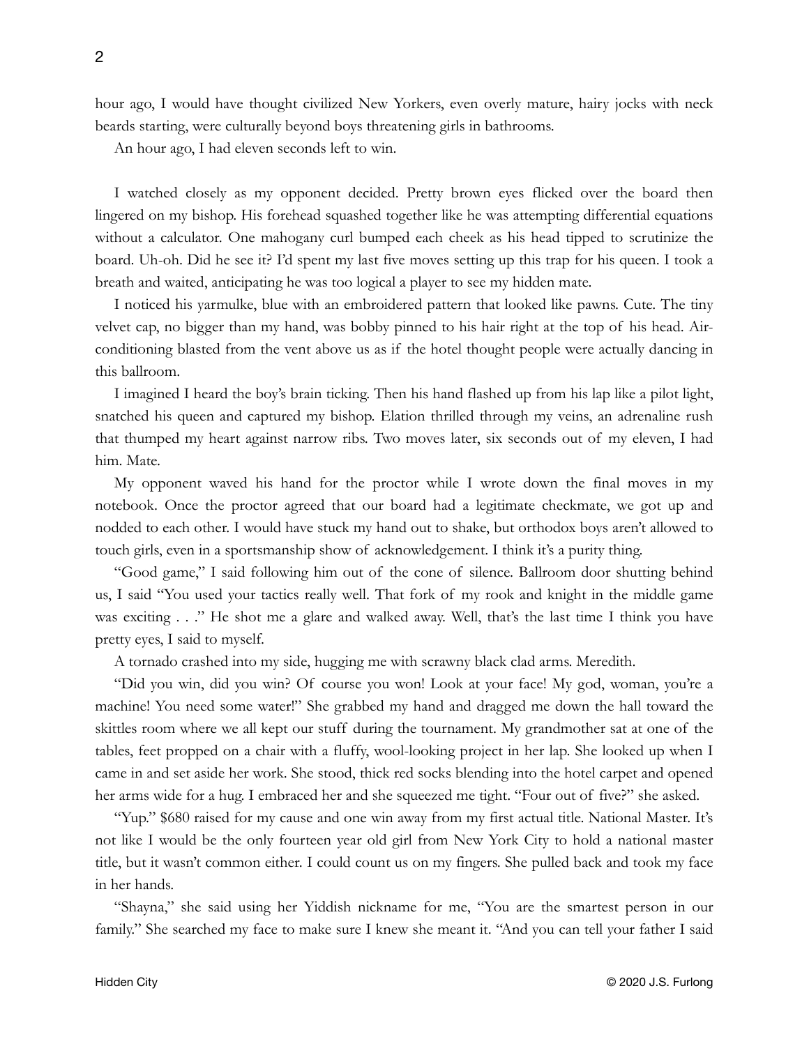hour ago, I would have thought civilized New Yorkers, even overly mature, hairy jocks with neck beards starting, were culturally beyond boys threatening girls in bathrooms.

An hour ago, I had eleven seconds left to win.

I watched closely as my opponent decided. Pretty brown eyes flicked over the board then lingered on my bishop. His forehead squashed together like he was attempting differential equations without a calculator. One mahogany curl bumped each cheek as his head tipped to scrutinize the board. Uh-oh. Did he see it? I'd spent my last five moves setting up this trap for his queen. I took a breath and waited, anticipating he was too logical a player to see my hidden mate.

I noticed his yarmulke, blue with an embroidered pattern that looked like pawns. Cute. The tiny velvet cap, no bigger than my hand, was bobby pinned to his hair right at the top of his head. Air-conditioning blasted from the vent above us as if the hotel thought people were actually dancing in this ballroom.

I imagined I heard the boy's brain ticking. Then his hand flashed up from his lap like a pilot light, snatched his queen and captured my bishop. Elation thrilled through my veins, an adrenaline rush that thumped my heart against narrow ribs. Two moves later, six seconds out of my eleven, I had him. Mate.

My opponent waved his hand for the proctor while I wrote down the final moves in my notebook. Once the proctor agreed that our board had a legitimate checkmate, we got up and nodded to each other. I would have stuck my hand out to shake, but orthodox boys aren't allowed to touch girls, even in a sportsmanship show of acknowledgement. I think it's a purity thing.

"Good game," I said following him out of the cone of silence. Ballroom door shutting behind us, I said "You used your tactics really well. That fork of my rook and knight in the middle game was exciting . . ." He shot me a glare and walked away. Well, that's the last time I think you have pretty eyes, I said to myself.

A tornado crashed into my side, hugging me with scrawny black clad arms. Meredith.

"Did you win, did you win? Of course you won! Look at your face! My god, woman, you're a machine! You need some water!" She grabbed my hand and dragged me down the hall toward the skittles room where we all kept our stuff during the tournament. My grandmother sat at one of the tables, feet propped on a chair with a fluffy, wool-looking project in her lap. She looked up when I came in and set aside her work. She stood, thick red socks blending into the hotel carpet and opened her arms wide for a hug. I embraced her and she squeezed me tight. "Four out of five?" she asked.

"Yup." $680 raised for my cause and one win away from my first actual title. National Master. It's not like I would be the only fourteen year old girl from New York City to hold a national master title, but it wasn't common either. I could count us on my fingers. She pulled back and took my face in her hands.

"Shayna," she said using her Yiddish nickname for me, "You are the smartest person in our family." She searched my face to make sure I knew she meant it. "And you can tell your father I said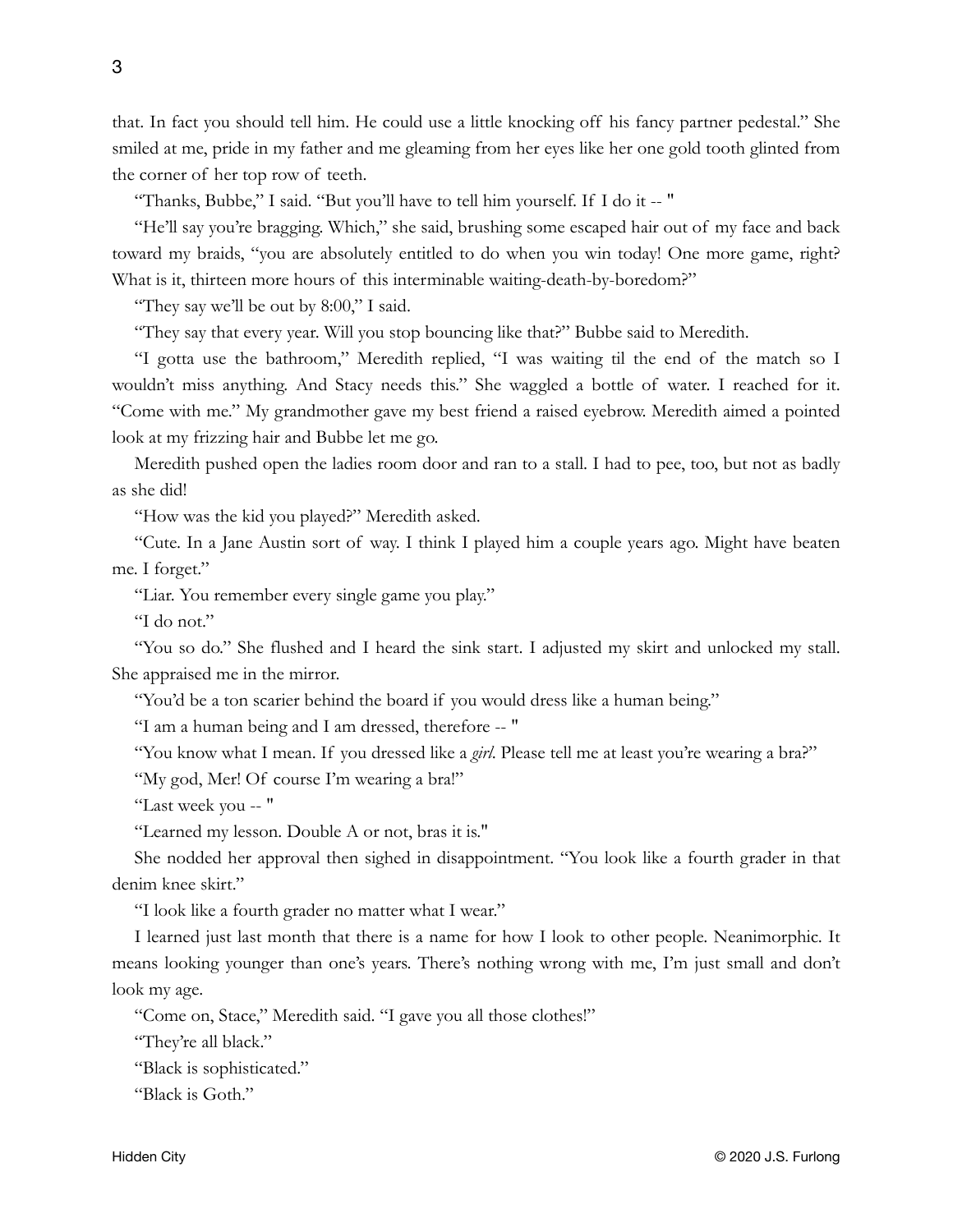that. In fact you should tell him. He could use a little knocking off his fancy partner pedestal." She smiled at me, pride in my father and me gleaming from her eyes like her one gold tooth glinted from the corner of her top row of teeth.

"Thanks, Bubbe," I said. "But you'll have to tell him yourself. If I do it -- "

"He'll say you're bragging. Which," she said, brushing some escaped hair out of my face and back toward my braids, "you are absolutely entitled to do when you win today! One more game, right? What is it, thirteen more hours of this interminable waiting-death-by-boredom?"

"They say we'll be out by 8:00," I said.

"They say that every year. Will you stop bouncing like that?" Bubbe said to Meredith.

"I gotta use the bathroom," Meredith replied, "I was waiting til the end of the match so I wouldn't miss anything. And Stacy needs this." She waggled a bottle of water. I reached for it. "Come with me." My grandmother gave my best friend a raised eyebrow. Meredith aimed a pointed look at my frizzing hair and Bubbe let me go.

Meredith pushed open the ladies room door and ran to a stall. I had to pee, too, but not as badly as she did!

"How was the kid you played?" Meredith asked.

"Cute. In a Jane Austin sort of way. I think I played him a couple years ago. Might have beaten me. I forget."

"Liar. You remember every single game you play."

"I do not."

"You so do." She flushed and I heard the sink start. I adjusted my skirt and unlocked my stall. She appraised me in the mirror.

"You'd be a ton scarier behind the board if you would dress like a human being."

"I am a human being and I am dressed, therefore -- "

"You know what I mean. If you dressed like a *girl*. Please tell me at least you're wearing a bra?"

"My god, Mer! Of course I'm wearing a bra!"

"Last week you -- "

"Learned my lesson. Double A or not, bras it is."

She nodded her approval then sighed in disappointment. "You look like a fourth grader in that denim knee skirt."

"I look like a fourth grader no matter what I wear."

I learned just last month that there is a name for how I look to other people. Neanimorphic. It means looking younger than one's years. There's nothing wrong with me, I'm just small and don't look my age.

"Come on, Stace," Meredith said. "I gave you all those clothes!"

"They're all black."

"Black is sophisticated."

"Black is Goth."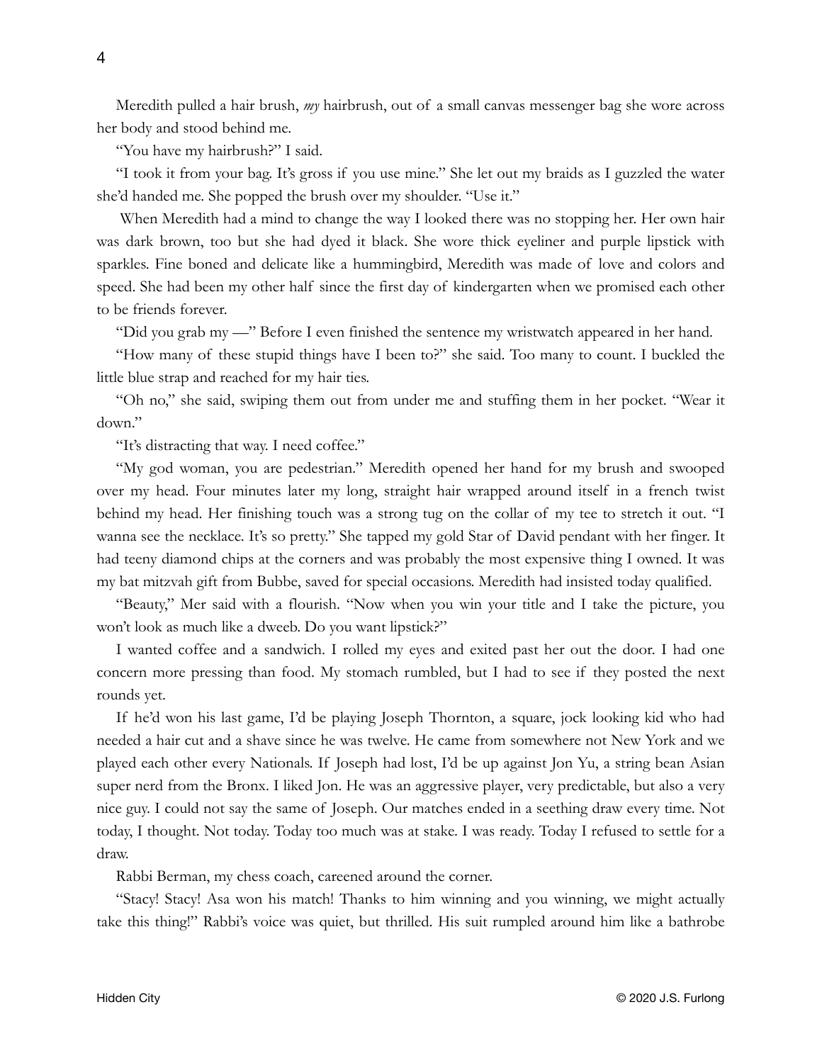Meredith pulled a hair brush, *my* hairbrush, out of a small canvas messenger bag she wore across her body and stood behind me.

"You have my hairbrush?" I said.

"I took it from your bag. It's gross if you use mine." She let out my braids as I guzzled the water she'd handed me. She popped the brush over my shoulder. "Use it."

When Meredith had a mind to change the way I looked there was no stopping her. Her own hair was dark brown, too but she had dyed it black. She wore thick eyeliner and purple lipstick with sparkles. Fine boned and delicate like a hummingbird, Meredith was made of love and colors and speed. She had been my other half since the first day of kindergarten when we promised each other to be friends forever.

"Did you grab my —" Before I even finished the sentence my wristwatch appeared in her hand.

"How many of these stupid things have I been to?" she said. Too many to count. I buckled the little blue strap and reached for my hair ties.

"Oh no," she said, swiping them out from under me and stuffing them in her pocket. "Wear it down."

"It's distracting that way. I need coffee."

"My god woman, you are pedestrian." Meredith opened her hand for my brush and swooped over my head. Four minutes later my long, straight hair wrapped around itself in a french twist behind my head. Her finishing touch was a strong tug on the collar of my tee to stretch it out. "I wanna see the necklace. It's so pretty." She tapped my gold Star of David pendant with her finger. It had teeny diamond chips at the corners and was probably the most expensive thing I owned. It was my bat mitzvah gift from Bubbe, saved for special occasions. Meredith had insisted today qualified.

"Beauty," Mer said with a flourish. "Now when you win your title and I take the picture, you won't look as much like a dweeb. Do you want lipstick?"

I wanted coffee and a sandwich. I rolled my eyes and exited past her out the door. I had one concern more pressing than food. My stomach rumbled, but I had to see if they posted the next rounds yet.

If he'd won his last game, I'd be playing Joseph Thornton, a square, jock looking kid who had needed a hair cut and a shave since he was twelve. He came from somewhere not New York and we played each other every Nationals. If Joseph had lost, I'd be up against Jon Yu, a string bean Asian super nerd from the Bronx. I liked Jon. He was an aggressive player, very predictable, but also a very nice guy. I could not say the same of Joseph. Our matches ended in a seething draw every time. Not today, I thought. Not today. Today too much was at stake. I was ready. Today I refused to settle for a draw.

Rabbi Berman, my chess coach, careened around the corner.

"Stacy! Stacy! Asa won his match! Thanks to him winning and you winning, we might actually take this thing!" Rabbi's voice was quiet, but thrilled. His suit rumpled around him like a bathrobe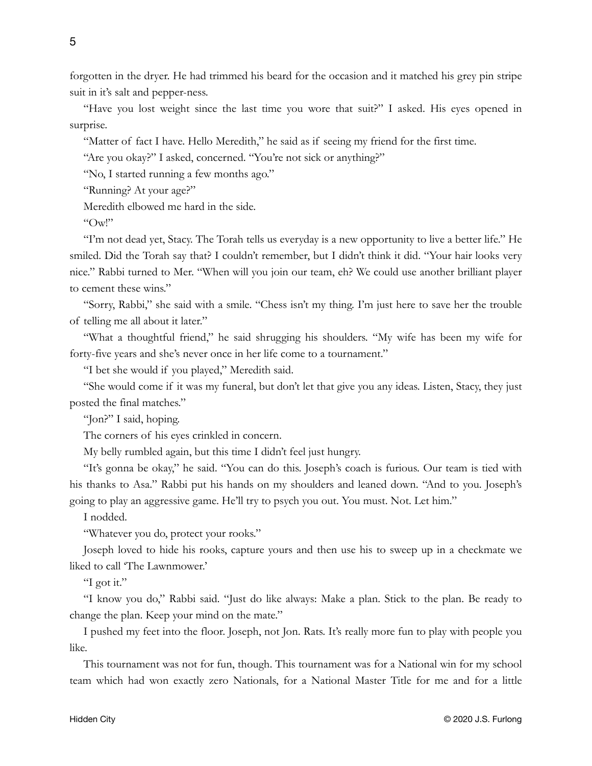forgotten in the dryer. He had trimmed his beard for the occasion and it matched his grey pin stripe suit in it's salt and pepper-ness.

"Have you lost weight since the last time you wore that suit?" I asked. His eyes opened in surprise.

"Matter of fact I have. Hello Meredith," he said as if seeing my friend for the first time.

"Are you okay?" I asked, concerned. "You're not sick or anything?"

"No, I started running a few months ago."

"Running? At your age?"

Meredith elbowed me hard in the side.

"Ow!"

"I'm not dead yet, Stacy. The Torah tells us everyday is a new opportunity to live a better life." He smiled. Did the Torah say that? I couldn't remember, but I didn't think it did. "Your hair looks very nice." Rabbi turned to Mer. "When will you join our team, eh? We could use another brilliant player to cement these wins."

"Sorry, Rabbi," she said with a smile. "Chess isn't my thing. I'm just here to save her the trouble of telling me all about it later."

"What a thoughtful friend," he said shrugging his shoulders. "My wife has been my wife for forty-five years and she's never once in her life come to a tournament."

"I bet she would if you played," Meredith said.

"She would come if it was my funeral, but don't let that give you any ideas. Listen, Stacy, they just posted the final matches."

"Jon?" I said, hoping.

The corners of his eyes crinkled in concern.

My belly rumbled again, but this time I didn't feel just hungry.

"It's gonna be okay," he said. "You can do this. Joseph's coach is furious. Our team is tied with his thanks to Asa." Rabbi put his hands on my shoulders and leaned down. "And to you. Joseph's going to play an aggressive game. He'll try to psych you out. You must. Not. Let him."

I nodded.

"Whatever you do, protect your rooks."

Joseph loved to hide his rooks, capture yours and then use his to sweep up in a checkmate we liked to call 'The Lawnmower.'

"I got it."

"I know you do," Rabbi said. "Just do like always: Make a plan. Stick to the plan. Be ready to change the plan. Keep your mind on the mate."

I pushed my feet into the floor. Joseph, not Jon. Rats. It's really more fun to play with people you like.

This tournament was not for fun, though. This tournament was for a National win for my school team which had won exactly zero Nationals, for a National Master Title for me and for a little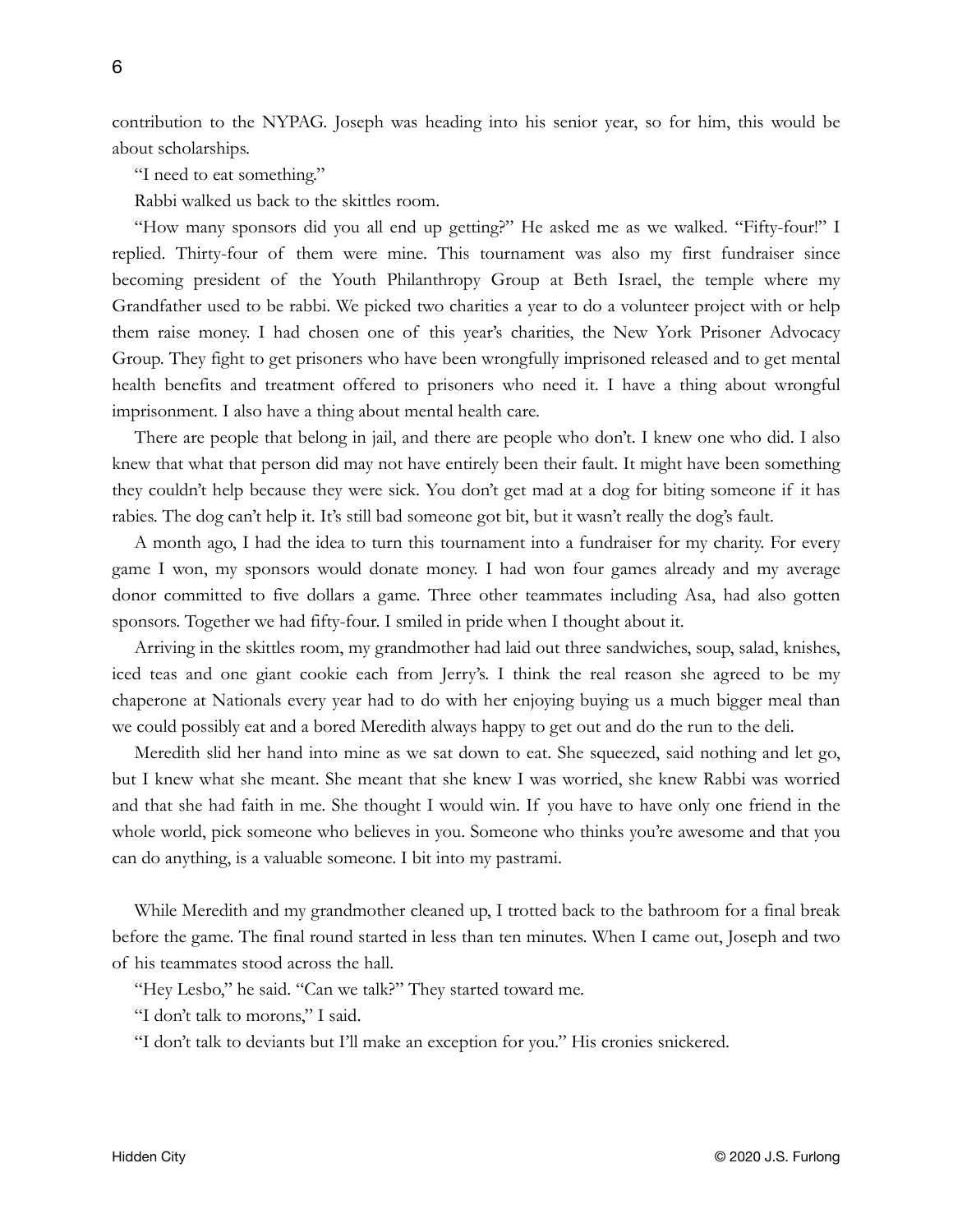contribution to the NYPAG. Joseph was heading into his senior year, so for him, this would be about scholarships.

"I need to eat something."

Rabbi walked us back to the skittles room.

"How many sponsors did you all end up getting?" He asked me as we walked. "Fifty-four!" I replied. Thirty-four of them were mine. This tournament was also my first fundraiser since becoming president of the Youth Philanthropy Group at Beth Israel, the temple where my Grandfather used to be rabbi. We picked two charities a year to do a volunteer project with or help them raise money. I had chosen one of this year's charities, the New York Prisoner Advocacy Group. They fight to get prisoners who have been wrongfully imprisoned released and to get mental health benefits and treatment offered to prisoners who need it. I have a thing about wrongful imprisonment. I also have a thing about mental health care.

There are people that belong in jail, and there are people who don't. I knew one who did. I also knew that what that person did may not have entirely been their fault. It might have been something they couldn't help because they were sick. You don't get mad at a dog for biting someone if it has rabies. The dog can't help it. It's still bad someone got bit, but it wasn't really the dog's fault.

A month ago, I had the idea to turn this tournament into a fundraiser for my charity. For every game I won, my sponsors would donate money. I had won four games already and my average donor committed to five dollars a game. Three other teammates including Asa, had also gotten sponsors. Together we had fifty-four. I smiled in pride when I thought about it.

Arriving in the skittles room, my grandmother had laid out three sandwiches, soup, salad, knishes, iced teas and one giant cookie each from Jerry's. I think the real reason she agreed to be my chaperone at Nationals every year had to do with her enjoying buying us a much bigger meal than we could possibly eat and a bored Meredith always happy to get out and do the run to the deli.

Meredith slid her hand into mine as we sat down to eat. She squeezed, said nothing and let go, but I knew what she meant. She meant that she knew I was worried, she knew Rabbi was worried and that she had faith in me. She thought I would win. If you have to have only one friend in the whole world, pick someone who believes in you. Someone who thinks you're awesome and that you can do anything, is a valuable someone. I bit into my pastrami.

While Meredith and my grandmother cleaned up, I trotted back to the bathroom for a final break before the game. The final round started in less than ten minutes. When I came out, Joseph and two of his teammates stood across the hall.

"Hey Lesbo," he said. "Can we talk?" They started toward me.

"I don't talk to morons," I said.

"I don't talk to deviants but I'll make an exception for you." His cronies snickered.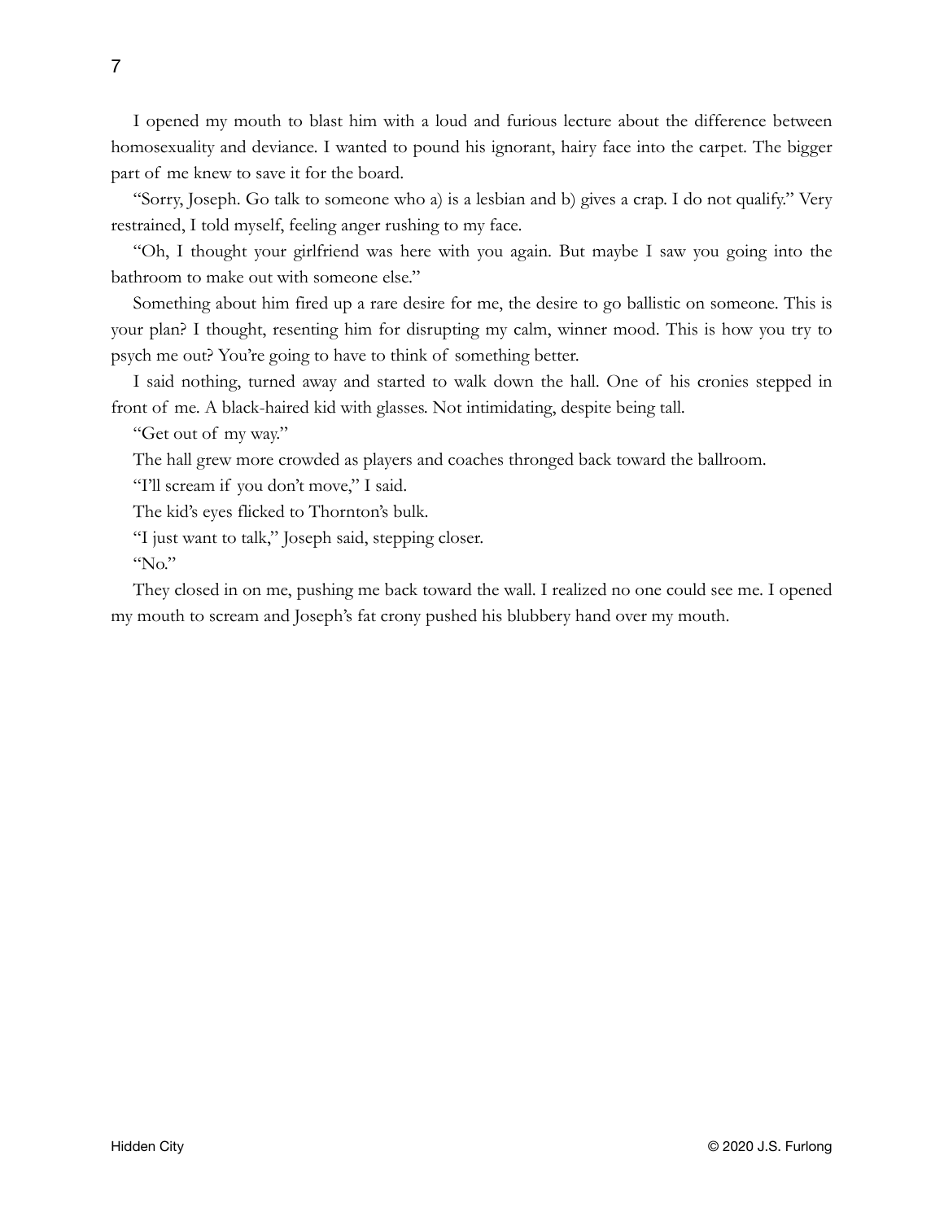I opened my mouth to blast him with a loud and furious lecture about the difference between homosexuality and deviance. I wanted to pound his ignorant, hairy face into the carpet. The bigger part of me knew to save it for the board.

"Sorry, Joseph. Go talk to someone who a) is a lesbian and b) gives a crap. I do not qualify." Very restrained, I told myself, feeling anger rushing to my face.

"Oh, I thought your girlfriend was here with you again. But maybe I saw you going into the bathroom to make out with someone else."

Something about him fired up a rare desire for me, the desire to go ballistic on someone. This is your plan? I thought, resenting him for disrupting my calm, winner mood. This is how you try to psych me out? You're going to have to think of something better.

I said nothing, turned away and started to walk down the hall. One of his cronies stepped in front of me. A black-haired kid with glasses. Not intimidating, despite being tall.

"Get out of my way."

The hall grew more crowded as players and coaches thronged back toward the ballroom.

"I'll scream if you don't move," I said.

The kid's eyes flicked to Thornton's bulk.

"I just want to talk," Joseph said, stepping closer.

"No."

They closed in on me, pushing me back toward the wall. I realized no one could see me. I opened my mouth to scream and Joseph's fat crony pushed his blubbery hand over my mouth.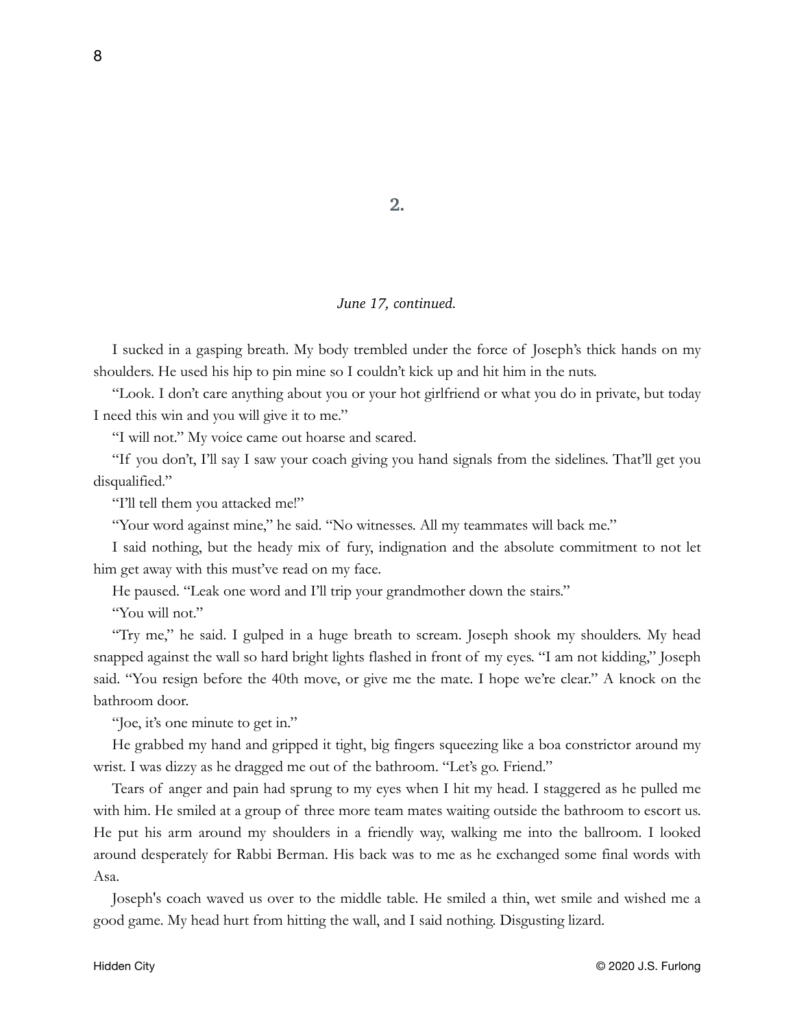## 2.

*June 17, continued.*

I sucked in a gasping breath. My body trembled under the force of Joseph's thick hands on my shoulders. He used his hip to pin mine so I couldn't kick up and hit him in the nuts.

"Look. I don't care anything about you or your hot girlfriend or what you do in private, but today I need this win and you will give it to me."

"I will not." My voice came out hoarse and scared.

"If you don't, I'll say I saw your coach giving you hand signals from the sidelines. That'll get you disqualified."

"I'll tell them you attacked me!"

"Your word against mine," he said. "No witnesses. All my teammates will back me."

I said nothing, but the heady mix of fury, indignation and the absolute commitment to not let him get away with this must've read on my face.

He paused. "Leak one word and I'll trip your grandmother down the stairs."

"You will not."

"Try me," he said. I gulped in a huge breath to scream. Joseph shook my shoulders. My head snapped against the wall so hard bright lights flashed in front of my eyes. "I am not kidding," Joseph said. "You resign before the 40th move, or give me the mate. I hope we're clear." A knock on the bathroom door.

"Joe, it's one minute to get in."

He grabbed my hand and gripped it tight, big fingers squeezing like a boa constrictor around my wrist. I was dizzy as he dragged me out of the bathroom. "Let's go. Friend."

Tears of anger and pain had sprung to my eyes when I hit my head. I staggered as he pulled me with him. He smiled at a group of three more team mates waiting outside the bathroom to escort us. He put his arm around my shoulders in a friendly way, walking me into the ballroom. I looked around desperately for Rabbi Berman. His back was to me as he exchanged some final words with Asa.

Joseph's coach waved us over to the middle table. He smiled a thin, wet smile and wished me a good game. My head hurt from hitting the wall, and I said nothing. Disgusting lizard.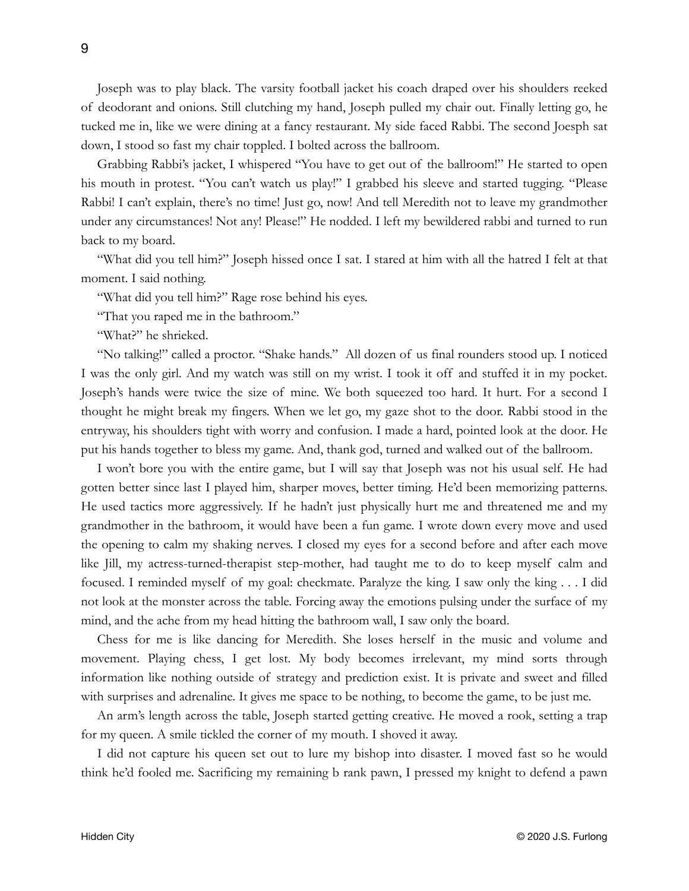Joseph was to play black. The varsity football jacket his coach draped over his shoulders reeked of deodorant and onions. Still clutching my hand, Joseph pulled my chair out. Finally letting go, he tucked me in, like we were dining at a fancy restaurant. My side faced Rabbi. The second Joesph sat down, I stood so fast my chair toppled. I bolted across the ballroom.

Grabbing Rabbi's jacket, I whispered "You have to get out of the ballroom!" He started to open his mouth in protest. "You can't watch us play!" I grabbed his sleeve and started tugging. "Please Rabbi! I can't explain, there's no time! Just go, now! And tell Meredith not to leave my grandmother under any circumstances! Not any! Please!" He nodded. I left my bewildered rabbi and turned to run back to my board.

"What did you tell him?" Joseph hissed once I sat. I stared at him with all the hatred I felt at that moment. I said nothing.

"What did you tell him?" Rage rose behind his eyes.

"That you raped me in the bathroom."

"What?" he shrieked.

"No talking!" called a proctor. "Shake hands." All dozen of us final rounders stood up. I noticed I was the only girl. And my watch was still on my wrist. I took it off and stuffed it in my pocket. Joseph's hands were twice the size of mine. We both squeezed too hard. It hurt. For a second I thought he might break my fingers. When we let go, my gaze shot to the door. Rabbi stood in the entryway, his shoulders tight with worry and confusion. I made a hard, pointed look at the door. He put his hands together to bless my game. And, thank god, turned and walked out of the ballroom.

I won't bore you with the entire game, but I will say that Joseph was not his usual self. He had gotten better since last I played him, sharper moves, better timing. He'd been memorizing patterns. He used tactics more aggressively. If he hadn't just physically hurt me and threatened me and my grandmother in the bathroom, it would have been a fun game. I wrote down every move and used the opening to calm my shaking nerves. I closed my eyes for a second before and after each move like Jill, my actress-turned-therapist step-mother, had taught me to do to keep myself calm and focused. I reminded myself of my goal: checkmate. Paralyze the king. I saw only the king . . . I did not look at the monster across the table. Forcing away the emotions pulsing under the surface of my mind, and the ache from my head hitting the bathroom wall, I saw only the board.

Chess for me is like dancing for Meredith. She loses herself in the music and volume and movement. Playing chess, I get lost. My body becomes irrelevant, my mind sorts through information like nothing outside of strategy and prediction exist. It is private and sweet and filled with surprises and adrenaline. It gives me space to be nothing, to become the game, to be just me.

An arm's length across the table, Joseph started getting creative. He moved a rook, setting a trap for my queen. A smile tickled the corner of my mouth. I shoved it away.

I did not capture his queen set out to lure my bishop into disaster. I moved fast so he would think he'd fooled me. Sacrificing my remaining b rank pawn, I pressed my knight to defend a pawn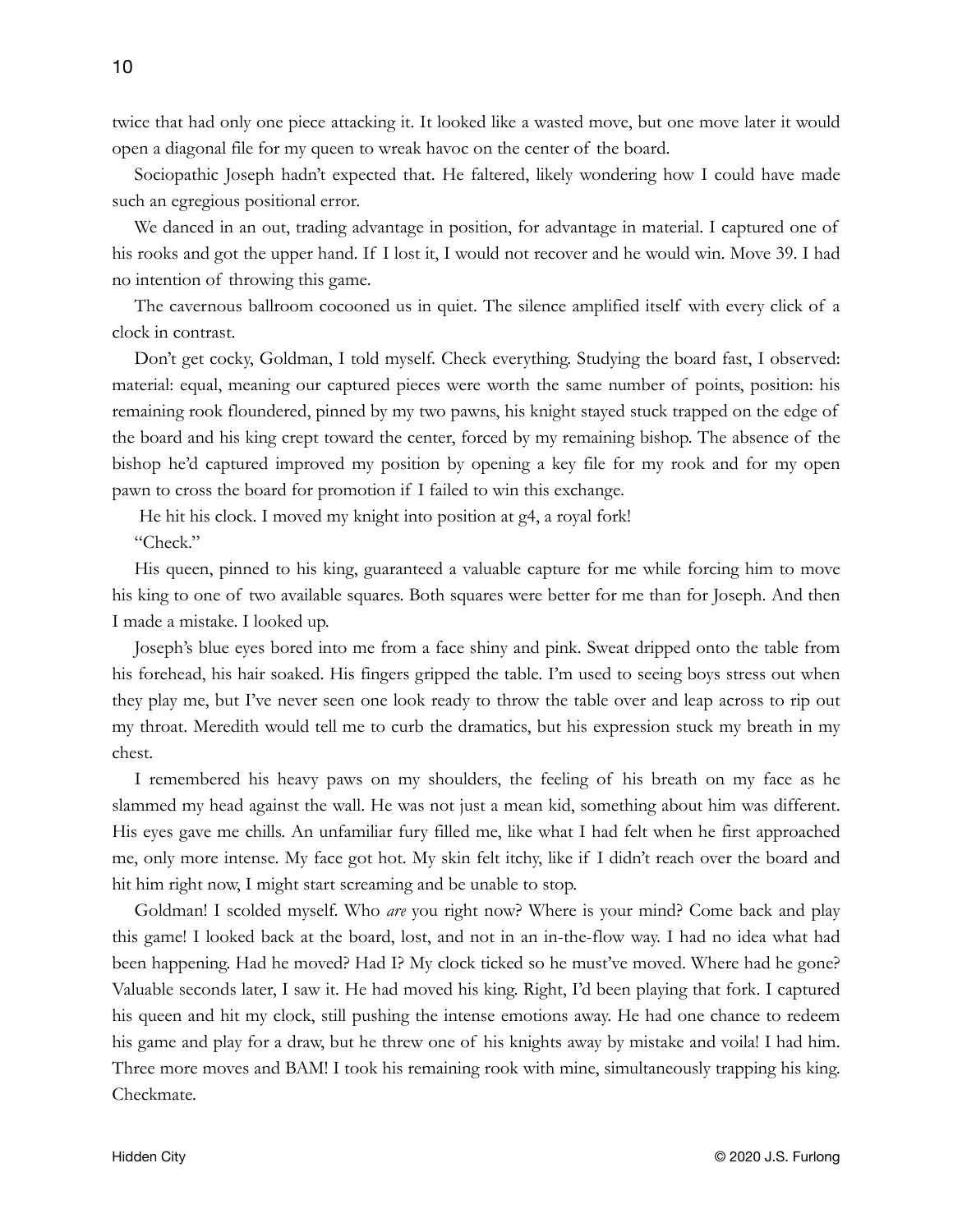twice that had only one piece attacking it. It looked like a wasted move, but one move later it would open a diagonal file for my queen to wreak havoc on the center of the board.

Sociopathic Joseph hadn't expected that. He faltered, likely wondering how I could have made such an egregious positional error.

We danced in an out, trading advantage in position, for advantage in material. I captured one of his rooks and got the upper hand. If I lost it, I would not recover and he would win. Move 39. I had no intention of throwing this game.

The cavernous ballroom cocooned us in quiet. The silence amplified itself with every click of a clock in contrast.

Don't get cocky, Goldman, I told myself. Check everything. Studying the board fast, I observed: material: equal, meaning our captured pieces were worth the same number of points, position: his remaining rook floundered, pinned by my two pawns, his knight stayed stuck trapped on the edge of the board and his king crept toward the center, forced by my remaining bishop. The absence of the bishop he'd captured improved my position by opening a key file for my rook and for my open pawn to cross the board for promotion if I failed to win this exchange.

He hit his clock. I moved my knight into position at g4, a royal fork!

"Check."

His queen, pinned to his king, guaranteed a valuable capture for me while forcing him to move his king to one of two available squares. Both squares were better for me than for Joseph. And then I made a mistake. I looked up.

Joseph's blue eyes bored into me from a face shiny and pink. Sweat dripped onto the table from his forehead, his hair soaked. His fingers gripped the table. I'm used to seeing boys stress out when they play me, but I've never seen one look ready to throw the table over and leap across to rip out my throat. Meredith would tell me to curb the dramatics, but his expression stuck my breath in my chest.

I remembered his heavy paws on my shoulders, the feeling of his breath on my face as he slammed my head against the wall. He was not just a mean kid, something about him was different. His eyes gave me chills. An unfamiliar fury filled me, like what I had felt when he first approached me, only more intense. My face got hot. My skin felt itchy, like if I didn't reach over the board and hit him right now, I might start screaming and be unable to stop.

Goldman! I scolded myself. Who *are* you right now? Where is your mind? Come back and play this game! I looked back at the board, lost, and not in an in-the-flow way. I had no idea what had been happening. Had he moved? Had I? My clock ticked so he must've moved. Where had he gone? Valuable seconds later, I saw it. He had moved his king. Right, I'd been playing that fork. I captured his queen and hit my clock, still pushing the intense emotions away. He had one chance to redeem his game and play for a draw, but he threw one of his knights away by mistake and voila! I had him. Three more moves and BAM! I took his remaining rook with mine, simultaneously trapping his king. Checkmate.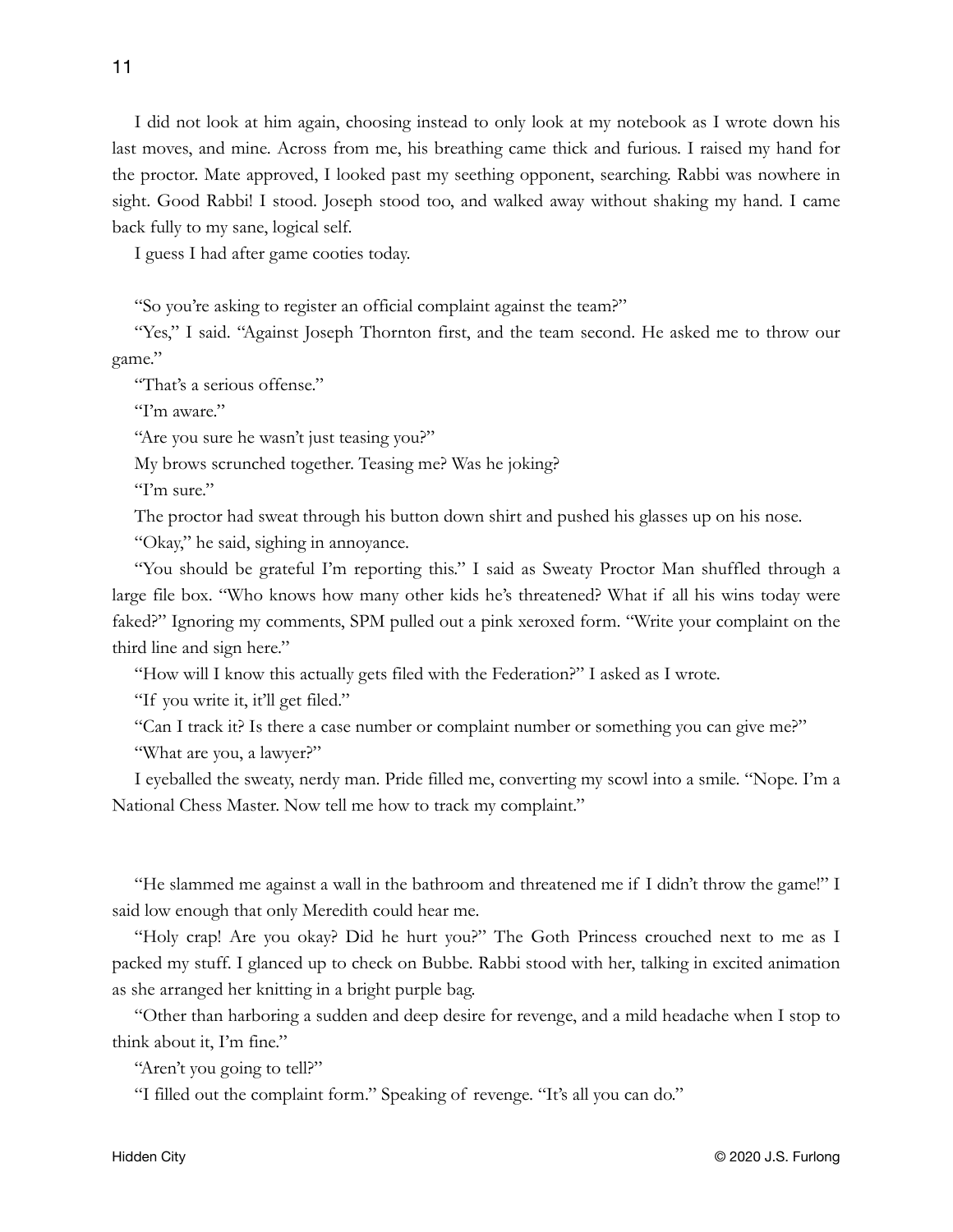I did not look at him again, choosing instead to only look at my notebook as I wrote down his last moves, and mine. Across from me, his breathing came thick and furious. I raised my hand for the proctor. Mate approved, I looked past my seething opponent, searching. Rabbi was nowhere in sight. Good Rabbi! I stood. Joseph stood too, and walked away without shaking my hand. I came back fully to my sane, logical self.

I guess I had after game cooties today.

"So you're asking to register an official complaint against the team?"

"Yes," I said. "Against Joseph Thornton first, and the team second. He asked me to throw our game."

"That's a serious offense."

"I'm aware."

"Are you sure he wasn't just teasing you?"

My brows scrunched together. Teasing me? Was he joking?

"I'm sure."

The proctor had sweat through his button down shirt and pushed his glasses up on his nose.

"Okay," he said, sighing in annoyance.

"You should be grateful I'm reporting this." I said as Sweaty Proctor Man shuffled through a large file box. "Who knows how many other kids he's threatened? What if all his wins today were faked?" Ignoring my comments, SPM pulled out a pink xeroxed form. "Write your complaint on the third line and sign here."

"How will I know this actually gets filed with the Federation?" I asked as I wrote.

"If you write it, it'll get filed."

"Can I track it? Is there a case number or complaint number or something you can give me?"

"What are you, a lawyer?"

I eyeballed the sweaty, nerdy man. Pride filled me, converting my scowl into a smile. "Nope. I'm a National Chess Master. Now tell me how to track my complaint."

"He slammed me against a wall in the bathroom and threatened me if I didn't throw the game!" I said low enough that only Meredith could hear me.

"Holy crap! Are you okay? Did he hurt you?" The Goth Princess crouched next to me as I packed my stuff. I glanced up to check on Bubbe. Rabbi stood with her, talking in excited animation as she arranged her knitting in a bright purple bag.

"Other than harboring a sudden and deep desire for revenge, and a mild headache when I stop to think about it, I'm fine."

"Aren't you going to tell?"

"I filled out the complaint form." Speaking of revenge. "It's all you can do."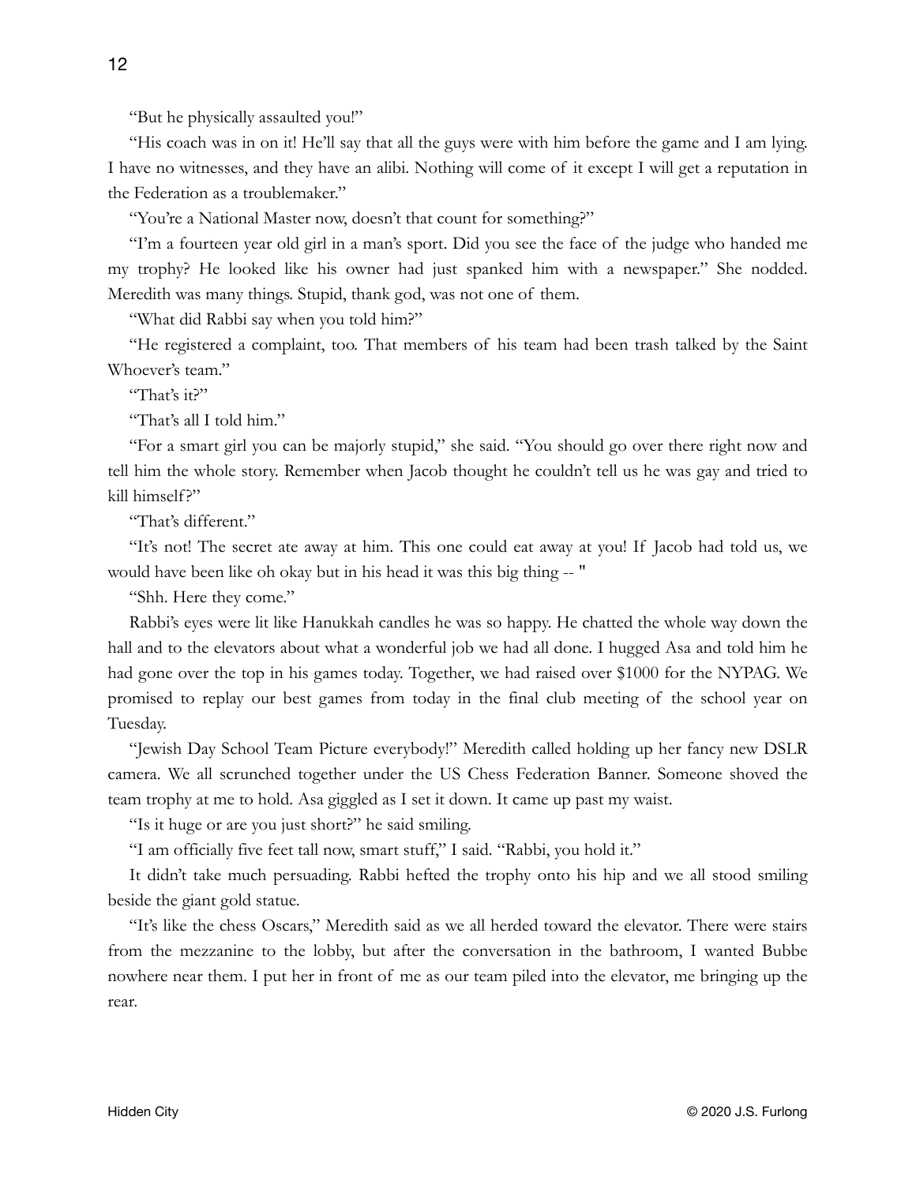"But he physically assaulted you!"

"His coach was in on it! He'll say that all the guys were with him before the game and I am lying. I have no witnesses, and they have an alibi. Nothing will come of it except I will get a reputation in the Federation as a troublemaker."

"You're a National Master now, doesn't that count for something?"

"I'm a fourteen year old girl in a man's sport. Did you see the face of the judge who handed me my trophy? He looked like his owner had just spanked him with a newspaper." She nodded. Meredith was many things. Stupid, thank god, was not one of them.

"What did Rabbi say when you told him?"

"He registered a complaint, too. That members of his team had been trash talked by the Saint Whoever's team."

"That's it?"

"That's all I told him."

"For a smart girl you can be majorly stupid," she said. "You should go over there right now and tell him the whole story. Remember when Jacob thought he couldn't tell us he was gay and tried to kill himself?"

"That's different."

"It's not! The secret ate away at him. This one could eat away at you! If Jacob had told us, we would have been like oh okay but in his head it was this big thing -- "

"Shh. Here they come."

Rabbi's eyes were lit like Hanukkah candles he was so happy. He chatted the whole way down the hall and to the elevators about what a wonderful job we had all done. I hugged Asa and told him he had gone over the top in his games today. Together, we had raised over $1000 for the NYPAG. We promised to replay our best games from today in the final club meeting of the school year on Tuesday.

"Jewish Day School Team Picture everybody!" Meredith called holding up her fancy new DSLR camera. We all scrunched together under the US Chess Federation Banner. Someone shoved the team trophy at me to hold. Asa giggled as I set it down. It came up past my waist.

"Is it huge or are you just short?" he said smiling.

"I am officially five feet tall now, smart stuff," I said. "Rabbi, you hold it."

It didn't take much persuading. Rabbi hefted the trophy onto his hip and we all stood smiling beside the giant gold statue.

"It's like the chess Oscars," Meredith said as we all herded toward the elevator. There were stairs from the mezzanine to the lobby, but after the conversation in the bathroom, I wanted Bubbe nowhere near them. I put her in front of me as our team piled into the elevator, me bringing up the rear.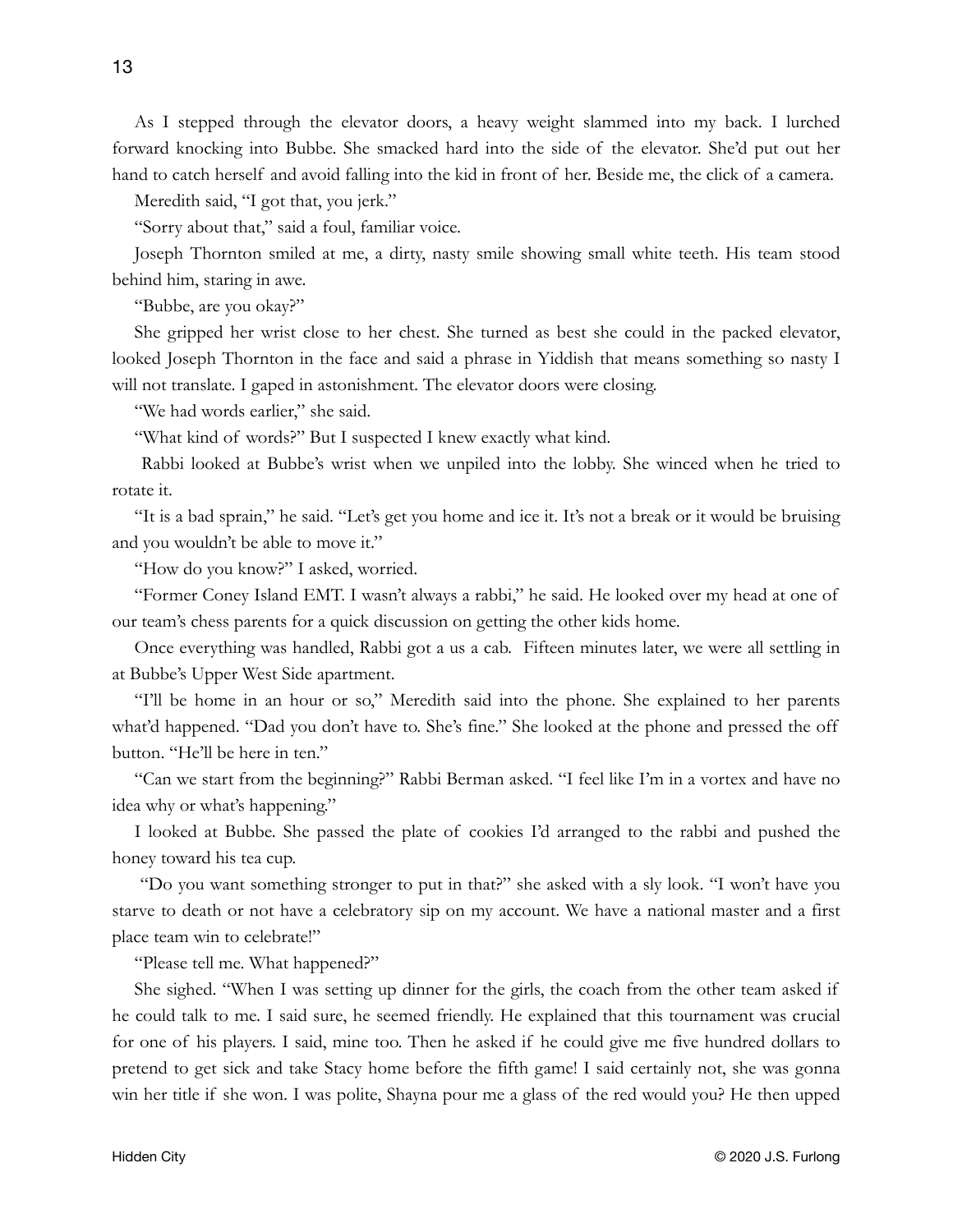As I stepped through the elevator doors, a heavy weight slammed into my back. I lurched forward knocking into Bubbe. She smacked hard into the side of the elevator. She'd put out her hand to catch herself and avoid falling into the kid in front of her. Beside me, the click of a camera.

Meredith said, "I got that, you jerk."

"Sorry about that," said a foul, familiar voice.

Joseph Thornton smiled at me, a dirty, nasty smile showing small white teeth. His team stood behind him, staring in awe.

"Bubbe, are you okay?"

She gripped her wrist close to her chest. She turned as best she could in the packed elevator, looked Joseph Thornton in the face and said a phrase in Yiddish that means something so nasty I will not translate. I gaped in astonishment. The elevator doors were closing.

"We had words earlier," she said.

"What kind of words?" But I suspected I knew exactly what kind.

Rabbi looked at Bubbe's wrist when we unpiled into the lobby. She winced when he tried to rotate it.

"It is a bad sprain," he said. "Let's get you home and ice it. It's not a break or it would be bruising and you wouldn't be able to move it."

"How do you know?" I asked, worried.

"Former Coney Island EMT. I wasn't always a rabbi," he said. He looked over my head at one of our team's chess parents for a quick discussion on getting the other kids home.

Once everything was handled, Rabbi got a us a cab. Fifteen minutes later, we were all settling in at Bubbe's Upper West Side apartment.

"I'll be home in an hour or so," Meredith said into the phone. She explained to her parents what'd happened. "Dad you don't have to. She's fine." She looked at the phone and pressed the off button. "He'll be here in ten."

"Can we start from the beginning?" Rabbi Berman asked. "I feel like I'm in a vortex and have no idea why or what's happening."

I looked at Bubbe. She passed the plate of cookies I'd arranged to the rabbi and pushed the honey toward his tea cup.

"Do you want something stronger to put in that?" she asked with a sly look. "I won't have you starve to death or not have a celebratory sip on my account. We have a national master and a first place team win to celebrate!"

"Please tell me. What happened?"

She sighed. "When I was setting up dinner for the girls, the coach from the other team asked if he could talk to me. I said sure, he seemed friendly. He explained that this tournament was crucial for one of his players. I said, mine too. Then he asked if he could give me five hundred dollars to pretend to get sick and take Stacy home before the fifth game! I said certainly not, she was gonna win her title if she won. I was polite, Shayna pour me a glass of the red would you? He then upped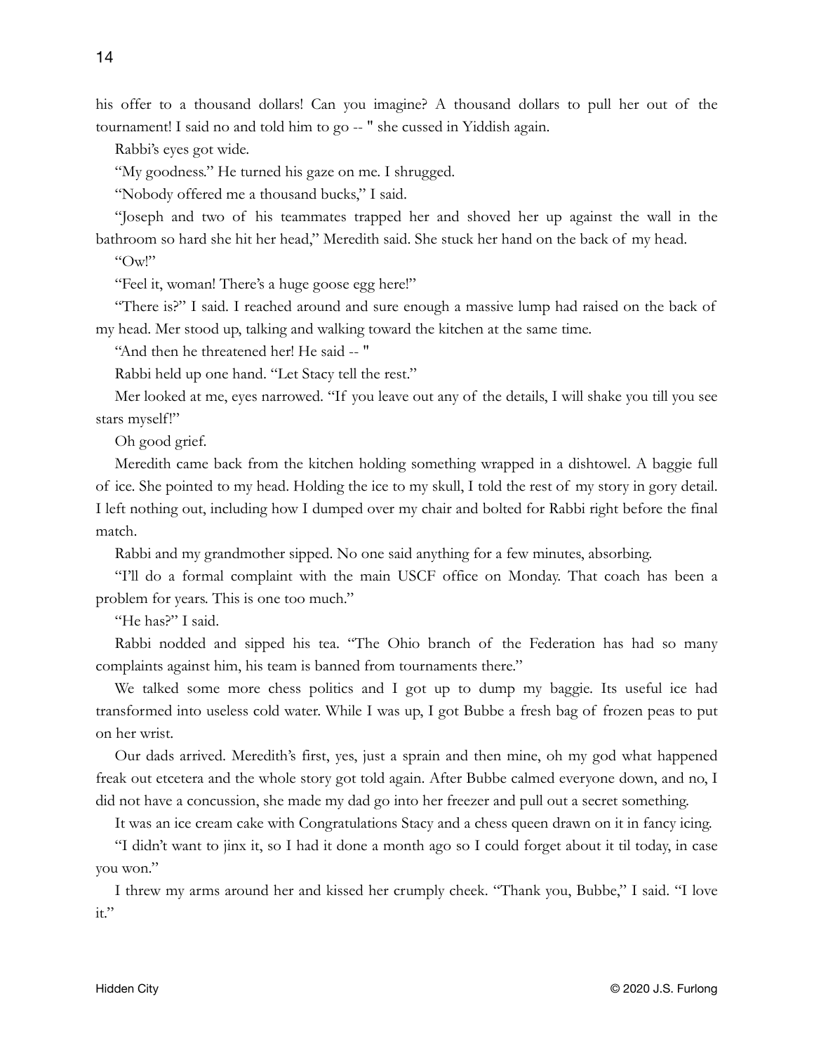his offer to a thousand dollars! Can you imagine? A thousand dollars to pull her out of the tournament! I said no and told him to go -- " she cussed in Yiddish again.

Rabbi's eyes got wide.

"My goodness." He turned his gaze on me. I shrugged.

"Nobody offered me a thousand bucks," I said.

"Joseph and two of his teammates trapped her and shoved her up against the wall in the bathroom so hard she hit her head," Meredith said. She stuck her hand on the back of my head.

"Ow!"

"Feel it, woman! There's a huge goose egg here!"

"There is?" I said. I reached around and sure enough a massive lump had raised on the back of my head. Mer stood up, talking and walking toward the kitchen at the same time.

"And then he threatened her! He said -- "

Rabbi held up one hand. "Let Stacy tell the rest."

Mer looked at me, eyes narrowed. "If you leave out any of the details, I will shake you till you see stars myself!"

Oh good grief.

Meredith came back from the kitchen holding something wrapped in a dishtowel. A baggie full of ice. She pointed to my head. Holding the ice to my skull, I told the rest of my story in gory detail. I left nothing out, including how I dumped over my chair and bolted for Rabbi right before the final match.

Rabbi and my grandmother sipped. No one said anything for a few minutes, absorbing.

"I'll do a formal complaint with the main USCF office on Monday. That coach has been a problem for years. This is one too much."

"He has?" I said.

Rabbi nodded and sipped his tea. "The Ohio branch of the Federation has had so many complaints against him, his team is banned from tournaments there."

We talked some more chess politics and I got up to dump my baggie. Its useful ice had transformed into useless cold water. While I was up, I got Bubbe a fresh bag of frozen peas to put on her wrist.

Our dads arrived. Meredith's first, yes, just a sprain and then mine, oh my god what happened freak out etcetera and the whole story got told again. After Bubbe calmed everyone down, and no, I did not have a concussion, she made my dad go into her freezer and pull out a secret something.

It was an ice cream cake with Congratulations Stacy and a chess queen drawn on it in fancy icing.

"I didn't want to jinx it, so I had it done a month ago so I could forget about it til today, in case you won."

I threw my arms around her and kissed her crumply cheek. "Thank you, Bubbe," I said. "I love it."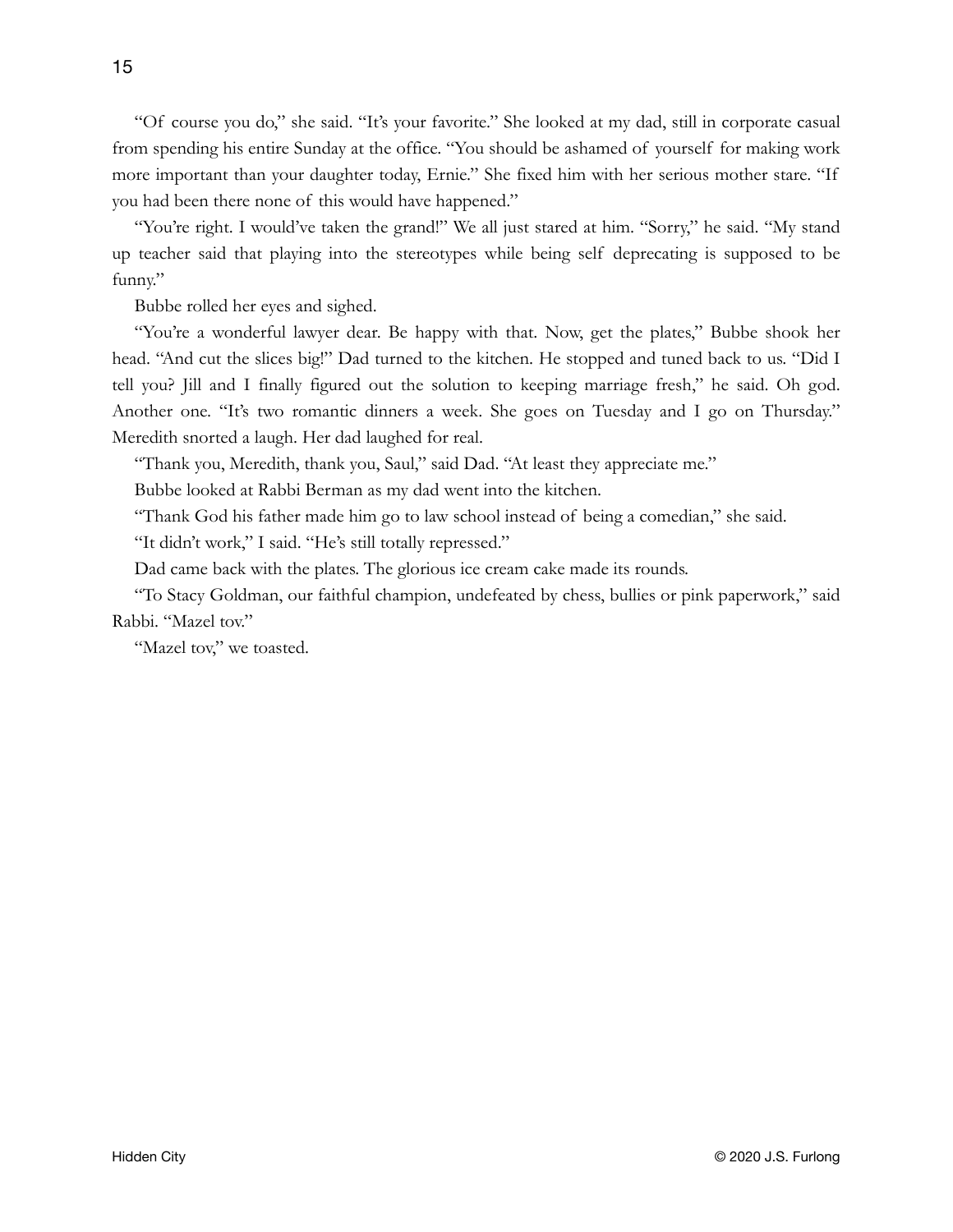"Of course you do," she said. "It's your favorite." She looked at my dad, still in corporate casual from spending his entire Sunday at the office. "You should be ashamed of yourself for making work more important than your daughter today, Ernie." She fixed him with her serious mother stare. "If you had been there none of this would have happened."

"You're right. I would've taken the grand!" We all just stared at him. "Sorry," he said. "My stand up teacher said that playing into the stereotypes while being self deprecating is supposed to be funny."

Bubbe rolled her eyes and sighed.

"You're a wonderful lawyer dear. Be happy with that. Now, get the plates," Bubbe shook her head. "And cut the slices big!" Dad turned to the kitchen. He stopped and tuned back to us. "Did I tell you? Jill and I finally figured out the solution to keeping marriage fresh," he said. Oh god. Another one. "It's two romantic dinners a week. She goes on Tuesday and I go on Thursday." Meredith snorted a laugh. Her dad laughed for real.

"Thank you, Meredith, thank you, Saul," said Dad. "At least they appreciate me."

Bubbe looked at Rabbi Berman as my dad went into the kitchen.

"Thank God his father made him go to law school instead of being a comedian," she said.

"It didn't work," I said. "He's still totally repressed."

Dad came back with the plates. The glorious ice cream cake made its rounds.

"To Stacy Goldman, our faithful champion, undefeated by chess, bullies or pink paperwork," said Rabbi. "Mazel tov."

"Mazel tov," we toasted.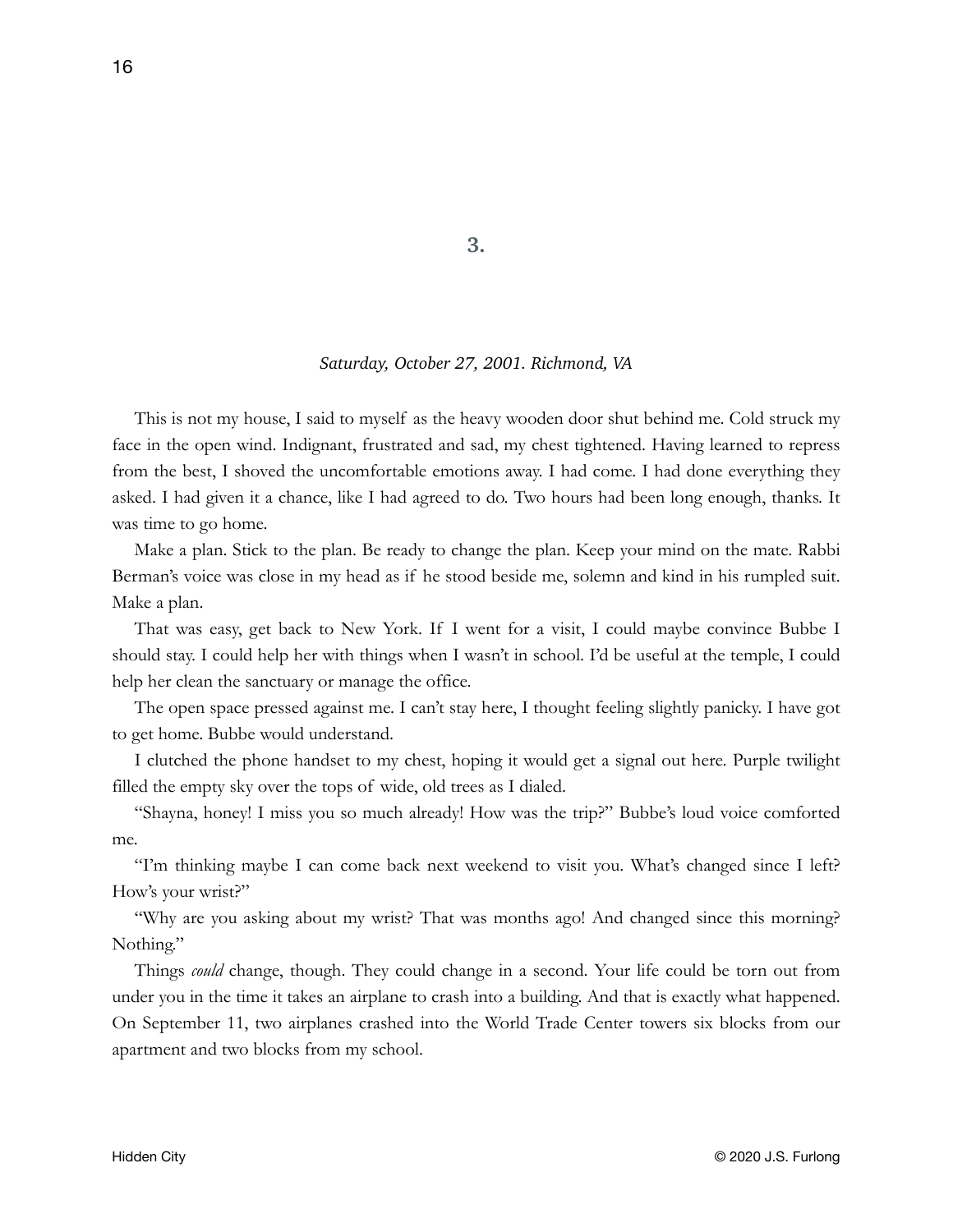# 3.

*Saturday, October 27, 2001. Richmond, VA*

This is not my house, I said to myself as the heavy wooden door shut behind me. Cold struck my face in the open wind. Indignant, frustrated and sad, my chest tightened. Having learned to repress from the best, I shoved the uncomfortable emotions away. I had come. I had done everything they asked. I had given it a chance, like I had agreed to do. Two hours had been long enough, thanks. It was time to go home.

Make a plan. Stick to the plan. Be ready to change the plan. Keep your mind on the mate. Rabbi Berman's voice was close in my head as if he stood beside me, solemn and kind in his rumpled suit. Make a plan.

That was easy, get back to New York. If I went for a visit, I could maybe convince Bubbe I should stay. I could help her with things when I wasn't in school. I'd be useful at the temple, I could help her clean the sanctuary or manage the office.

The open space pressed against me. I can't stay here, I thought feeling slightly panicky. I have got to get home. Bubbe would understand.

I clutched the phone handset to my chest, hoping it would get a signal out here. Purple twilight filled the empty sky over the tops of wide, old trees as I dialed.

"Shayna, honey! I miss you so much already! How was the trip?" Bubbe's loud voice comforted me.

"I'm thinking maybe I can come back next weekend to visit you. What's changed since I left? How's your wrist?"

"Why are you asking about my wrist? That was months ago! And changed since this morning? Nothing."

Things *could* change, though. They could change in a second. Your life could be torn out from under you in the time it takes an airplane to crash into a building. And that is exactly what happened. On September 11, two airplanes crashed into the World Trade Center towers six blocks from our apartment and two blocks from my school.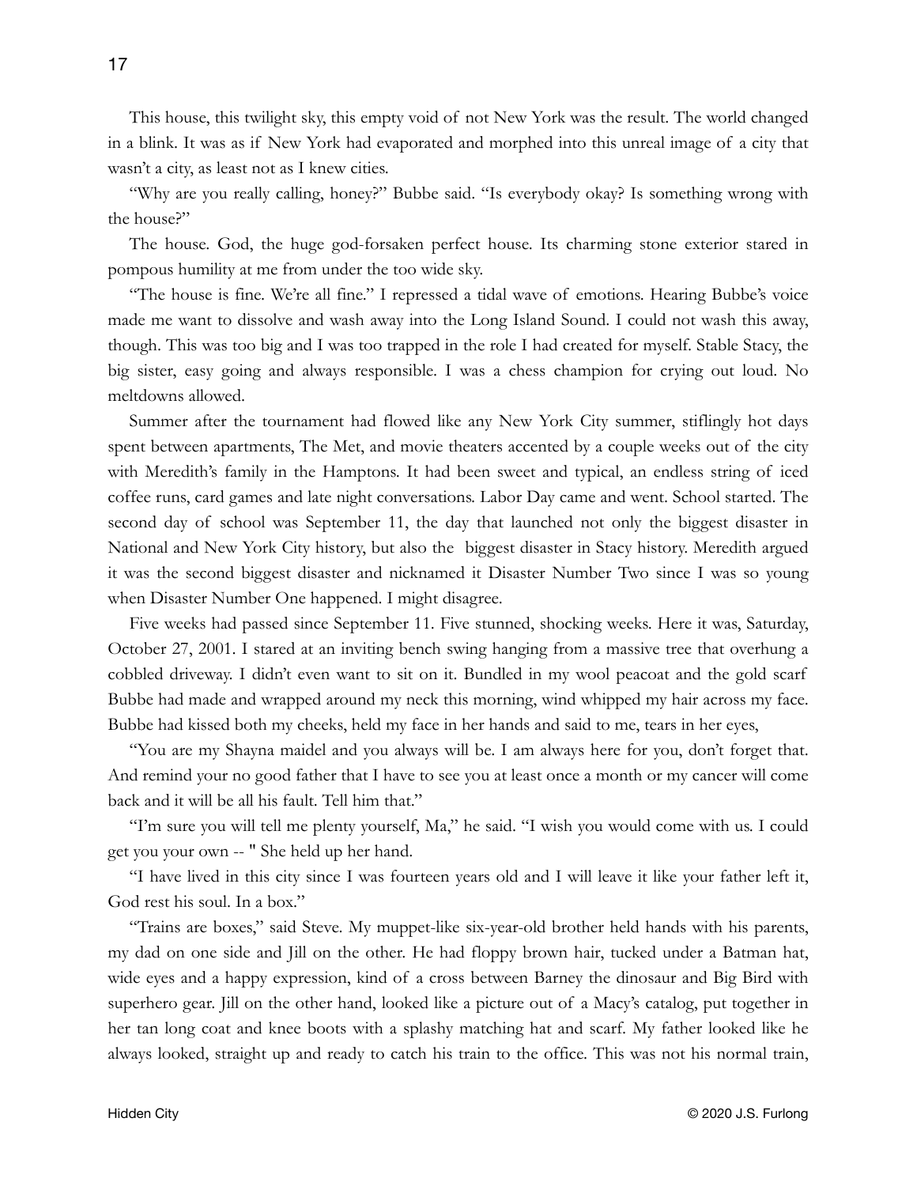This house, this twilight sky, this empty void of not New York was the result. The world changed in a blink. It was as if New York had evaporated and morphed into this unreal image of a city that wasn't a city, as least not as I knew cities.

"Why are you really calling, honey?" Bubbe said. "Is everybody okay? Is something wrong with the house?"

The house. God, the huge god-forsaken perfect house. Its charming stone exterior stared in pompous humility at me from under the too wide sky.

"The house is fine. We're all fine." I repressed a tidal wave of emotions. Hearing Bubbe's voice made me want to dissolve and wash away into the Long Island Sound. I could not wash this away, though. This was too big and I was too trapped in the role I had created for myself. Stable Stacy, the big sister, easy going and always responsible. I was a chess champion for crying out loud. No meltdowns allowed.

Summer after the tournament had flowed like any New York City summer, stiflingly hot days spent between apartments, The Met, and movie theaters accented by a couple weeks out of the city with Meredith's family in the Hamptons. It had been sweet and typical, an endless string of iced coffee runs, card games and late night conversations. Labor Day came and went. School started. The second day of school was September 11, the day that launched not only the biggest disaster in National and New York City history, but also the biggest disaster in Stacy history. Meredith argued it was the second biggest disaster and nicknamed it Disaster Number Two since I was so young when Disaster Number One happened. I might disagree.

Five weeks had passed since September 11. Five stunned, shocking weeks. Here it was, Saturday, October 27, 2001. I stared at an inviting bench swing hanging from a massive tree that overhung a cobbled driveway. I didn't even want to sit on it. Bundled in my wool peacoat and the gold scarf Bubbe had made and wrapped around my neck this morning, wind whipped my hair across my face. Bubbe had kissed both my cheeks, held my face in her hands and said to me, tears in her eyes,

"You are my Shayna maidel and you always will be. I am always here for you, don't forget that. And remind your no good father that I have to see you at least once a month or my cancer will come back and it will be all his fault. Tell him that."

"I'm sure you will tell me plenty yourself, Ma," he said. "I wish you would come with us. I could get you your own -- " She held up her hand.

"I have lived in this city since I was fourteen years old and I will leave it like your father left it, God rest his soul. In a box."

"Trains are boxes," said Steve. My muppet-like six-year-old brother held hands with his parents, my dad on one side and Jill on the other. He had floppy brown hair, tucked under a Batman hat, wide eyes and a happy expression, kind of a cross between Barney the dinosaur and Big Bird with superhero gear. Jill on the other hand, looked like a picture out of a Macy's catalog, put together in her tan long coat and knee boots with a splashy matching hat and scarf. My father looked like he always looked, straight up and ready to catch his train to the office. This was not his normal train,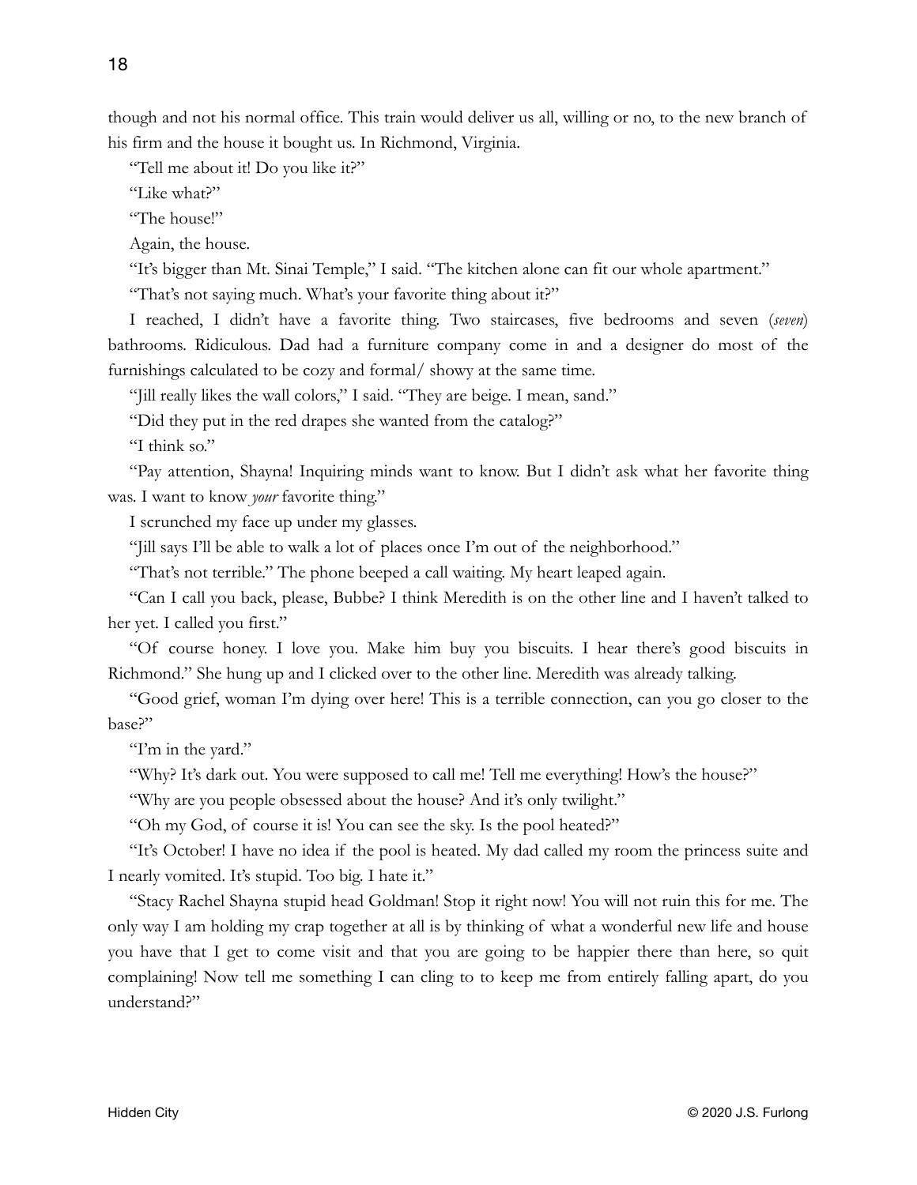though and not his normal office. This train would deliver us all, willing or no, to the new branch of his firm and the house it bought us. In Richmond, Virginia.

"Tell me about it! Do you like it?"

"Like what?"

"The house!"

Again, the house.

"It's bigger than Mt. Sinai Temple," I said. "The kitchen alone can fit our whole apartment."

"That's not saying much. What's your favorite thing about it?"

I reached, I didn't have a favorite thing. Two staircases, five bedrooms and seven (*seven*) bathrooms. Ridiculous. Dad had a furniture company come in and a designer do most of the furnishings calculated to be cozy and formal/ showy at the same time.

"Jill really likes the wall colors," I said. "They are beige. I mean, sand."

"Did they put in the red drapes she wanted from the catalog?"

"I think so."

"Pay attention, Shayna! Inquiring minds want to know. But I didn't ask what her favorite thing was. I want to know *your* favorite thing."

I scrunched my face up under my glasses.

"Jill says I'll be able to walk a lot of places once I'm out of the neighborhood."

"That's not terrible." The phone beeped a call waiting. My heart leaped again.

"Can I call you back, please, Bubbe? I think Meredith is on the other line and I haven't talked to her yet. I called you first."

"Of course honey. I love you. Make him buy you biscuits. I hear there's good biscuits in Richmond." She hung up and I clicked over to the other line. Meredith was already talking.

"Good grief, woman I'm dying over here! This is a terrible connection, can you go closer to the base?"

"I'm in the yard."

"Why? It's dark out. You were supposed to call me! Tell me everything! How's the house?"

"Why are you people obsessed about the house? And it's only twilight."

"Oh my God, of course it is! You can see the sky. Is the pool heated?"

"It's October! I have no idea if the pool is heated. My dad called my room the princess suite and I nearly vomited. It's stupid. Too big. I hate it."

"Stacy Rachel Shayna stupid head Goldman! Stop it right now! You will not ruin this for me. The only way I am holding my crap together at all is by thinking of what a wonderful new life and house you have that I get to come visit and that you are going to be happier there than here, so quit complaining! Now tell me something I can cling to to keep me from entirely falling apart, do you understand?"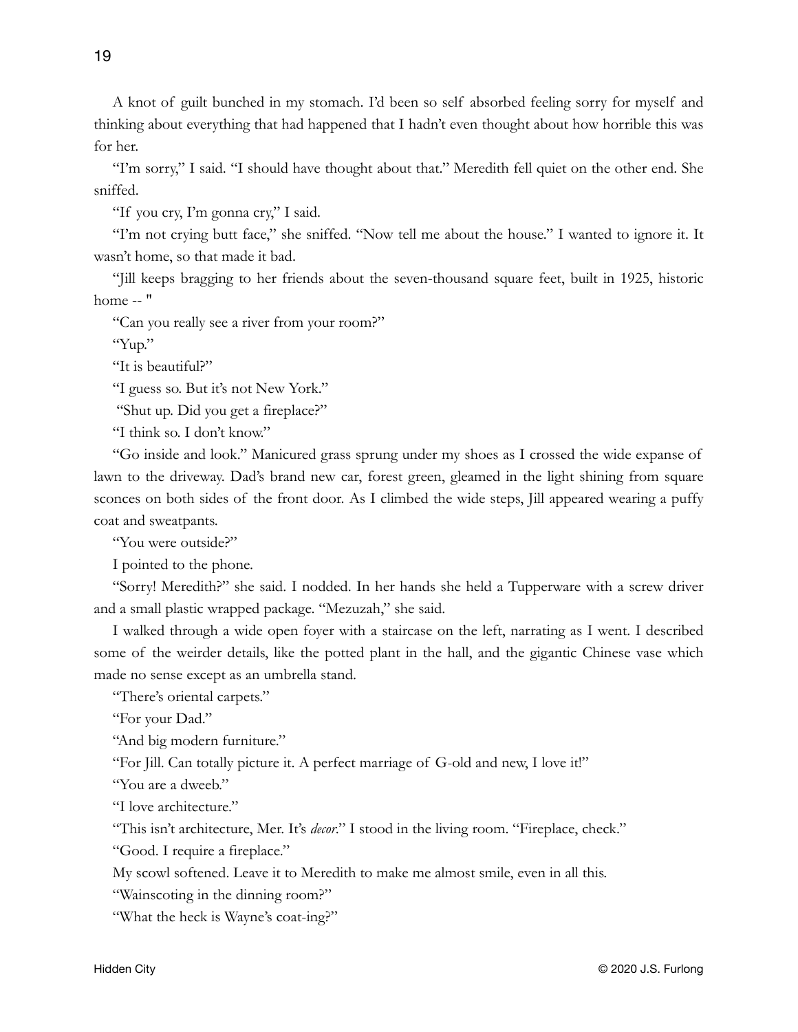A knot of guilt bunched in my stomach. I'd been so self absorbed feeling sorry for myself and thinking about everything that had happened that I hadn't even thought about how horrible this was for her.

"I'm sorry," I said. "I should have thought about that." Meredith fell quiet on the other end. She sniffed.

"If you cry, I'm gonna cry," I said.

"I'm not crying butt face," she sniffed. "Now tell me about the house." I wanted to ignore it. It wasn't home, so that made it bad.

"Jill keeps bragging to her friends about the seven-thousand square feet, built in 1925, historic home -- "

"Can you really see a river from your room?"

"Yup."

"It is beautiful?"

"I guess so. But it's not New York."

"Shut up. Did you get a fireplace?"

"I think so. I don't know."

"Go inside and look." Manicured grass sprung under my shoes as I crossed the wide expanse of lawn to the driveway. Dad's brand new car, forest green, gleamed in the light shining from square sconces on both sides of the front door. As I climbed the wide steps, Jill appeared wearing a puffy coat and sweatpants.

"You were outside?"

I pointed to the phone.

"Sorry! Meredith?" she said. I nodded. In her hands she held a Tupperware with a screw driver and a small plastic wrapped package. "Mezuzah," she said.

I walked through a wide open foyer with a staircase on the left, narrating as I went. I described some of the weirder details, like the potted plant in the hall, and the gigantic Chinese vase which made no sense except as an umbrella stand.

"There's oriental carpets."

"For your Dad."

"And big modern furniture."

"For Jill. Can totally picture it. A perfect marriage of G-old and new, I love it!"

"You are a dweeb."

"I love architecture."

"This isn't architecture, Mer. It's *decor*." I stood in the living room. "Fireplace, check."

"Good. I require a fireplace."

My scowl softened. Leave it to Meredith to make me almost smile, even in all this.

"Wainscoting in the dinning room?"

"What the heck is Wayne's coat-ing?"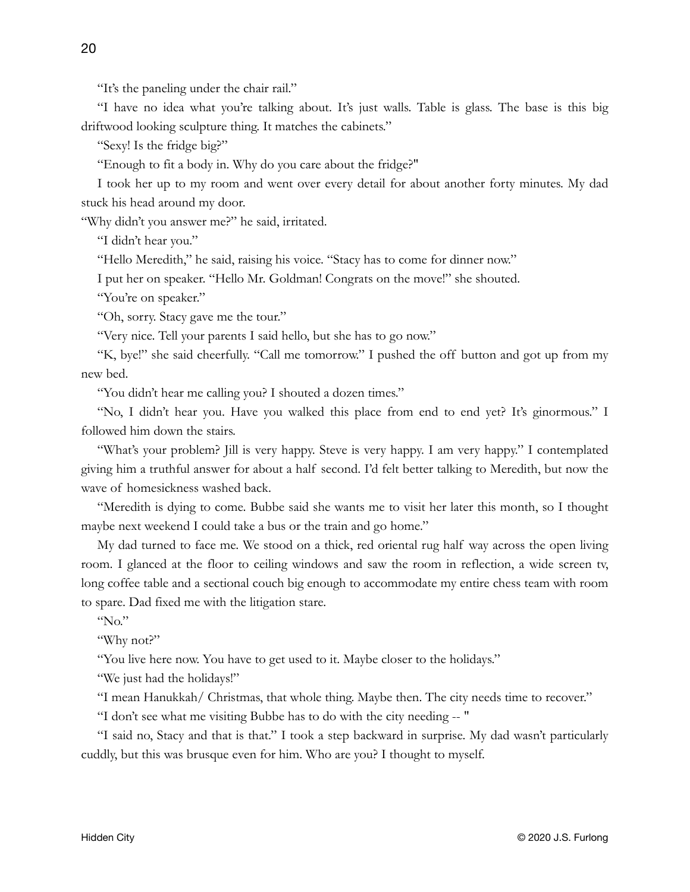"It's the paneling under the chair rail."

"I have no idea what you're talking about. It's just walls. Table is glass. The base is this big driftwood looking sculpture thing. It matches the cabinets."

"Sexy! Is the fridge big?"

"Enough to fit a body in. Why do you care about the fridge?"

I took her up to my room and went over every detail for about another forty minutes. My dad stuck his head around my door.

"Why didn't you answer me?" he said, irritated.

"I didn't hear you."

"Hello Meredith," he said, raising his voice. "Stacy has to come for dinner now."

I put her on speaker. "Hello Mr. Goldman! Congrats on the move!" she shouted.

"You're on speaker."

"Oh, sorry. Stacy gave me the tour."

"Very nice. Tell your parents I said hello, but she has to go now."

"K, bye!" she said cheerfully. "Call me tomorrow." I pushed the off button and got up from my new bed.

"You didn't hear me calling you? I shouted a dozen times."

"No, I didn't hear you. Have you walked this place from end to end yet? It's ginormous." I followed him down the stairs.

"What's your problem? Jill is very happy. Steve is very happy. I am very happy." I contemplated giving him a truthful answer for about a half second. I'd felt better talking to Meredith, but now the wave of homesickness washed back.

"Meredith is dying to come. Bubbe said she wants me to visit her later this month, so I thought maybe next weekend I could take a bus or the train and go home."

My dad turned to face me. We stood on a thick, red oriental rug half way across the open living room. I glanced at the floor to ceiling windows and saw the room in reflection, a wide screen tv, long coffee table and a sectional couch big enough to accommodate my entire chess team with room to spare. Dad fixed me with the litigation stare.

"No."

"Why not?"

"You live here now. You have to get used to it. Maybe closer to the holidays."

"We just had the holidays!"

"I mean Hanukkah/ Christmas, that whole thing. Maybe then. The city needs time to recover."

"I don't see what me visiting Bubbe has to do with the city needing -- "

"I said no, Stacy and that is that." I took a step backward in surprise. My dad wasn't particularly cuddly, but this was brusque even for him. Who are you? I thought to myself.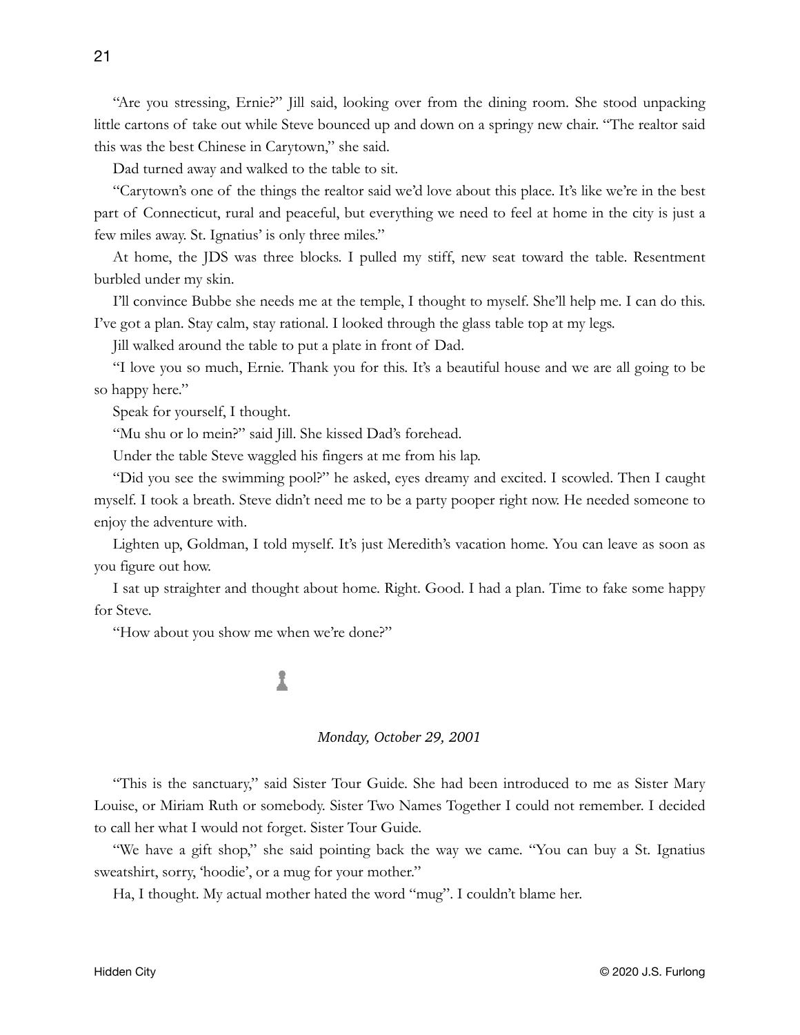"Are you stressing, Ernie?" Jill said, looking over from the dining room. She stood unpacking little cartons of take out while Steve bounced up and down on a springy new chair. "The realtor said this was the best Chinese in Carytown," she said.

Dad turned away and walked to the table to sit.

"Carytown's one of the things the realtor said we'd love about this place. It's like we're in the best part of Connecticut, rural and peaceful, but everything we need to feel at home in the city is just a few miles away. St. Ignatius' is only three miles."

At home, the JDS was three blocks. I pulled my stiff, new seat toward the table. Resentment burbled under my skin.

I'll convince Bubbe she needs me at the temple, I thought to myself. She'll help me. I can do this. I've got a plan. Stay calm, stay rational. I looked through the glass table top at my legs.

Jill walked around the table to put a plate in front of Dad.

"I love you so much, Ernie. Thank you for this. It's a beautiful house and we are all going to be so happy here."

Speak for yourself, I thought.

"Mu shu or lo mein?" said Jill. She kissed Dad's forehead.

Under the table Steve waggled his fingers at me from his lap.

"Did you see the swimming pool?" he asked, eyes dreamy and excited. I scowled. Then I caught myself. I took a breath. Steve didn't need me to be a party pooper right now. He needed someone to enjoy the adventure with.

Lighten up, Goldman, I told myself. It's just Meredith's vacation home. You can leave as soon as you figure out how.

I sat up straighter and thought about home. Right. Good. I had a plan. Time to fake some happy for Steve.

"How about you show me when we're done?"

♟

*Monday, October 29, 2001*

"This is the sanctuary," said Sister Tour Guide. She had been introduced to me as Sister Mary Louise, or Miriam Ruth or somebody. Sister Two Names Together I could not remember. I decided to call her what I would not forget. Sister Tour Guide.

"We have a gift shop," she said pointing back the way we came. "You can buy a St. Ignatius sweatshirt, sorry, 'hoodie', or a mug for your mother."

Ha, I thought. My actual mother hated the word "mug". I couldn't blame her.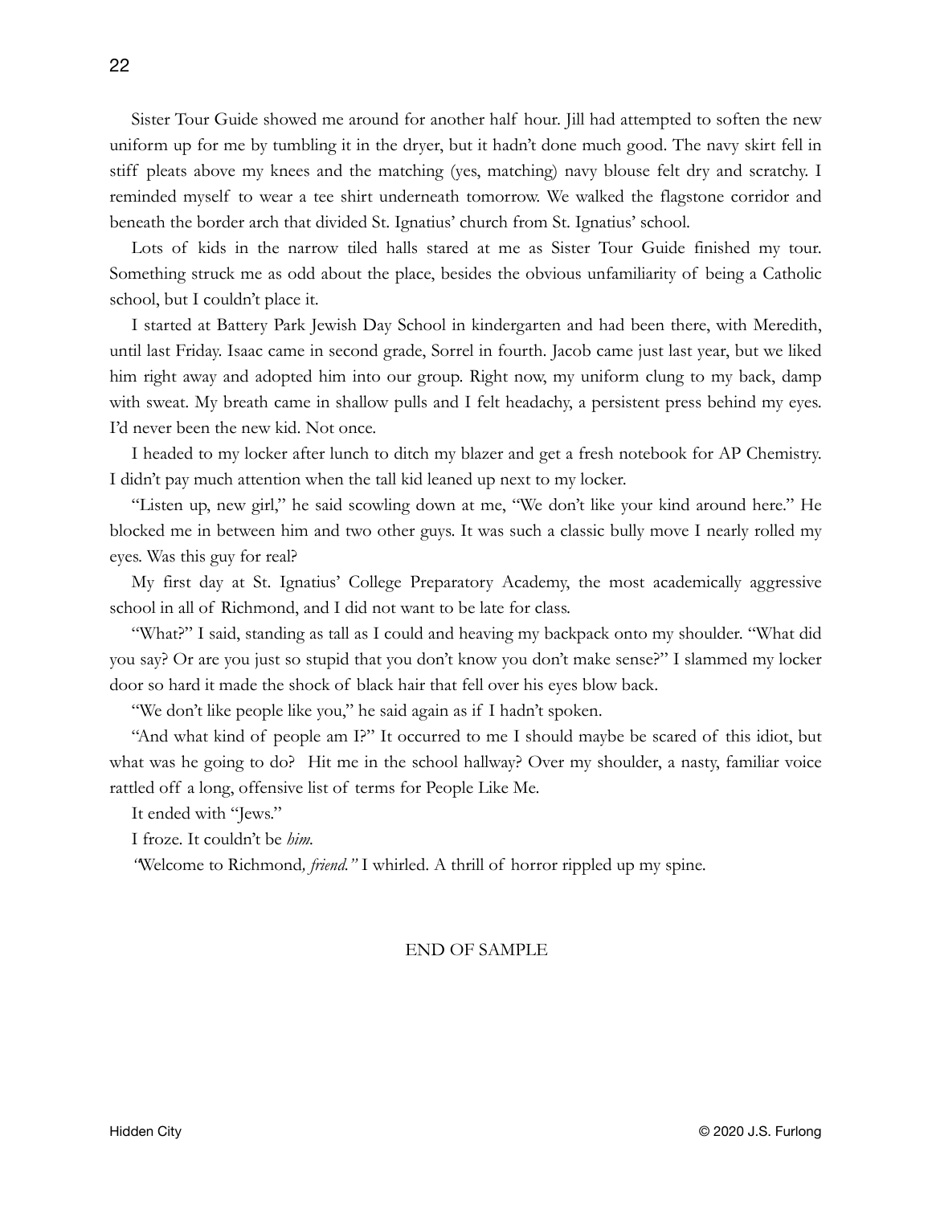Sister Tour Guide showed me around for another half hour. Jill had attempted to soften the new uniform up for me by tumbling it in the dryer, but it hadn't done much good. The navy skirt fell in stiff pleats above my knees and the matching (yes, matching) navy blouse felt dry and scratchy. I reminded myself to wear a tee shirt underneath tomorrow. We walked the flagstone corridor and beneath the border arch that divided St. Ignatius' church from St. Ignatius' school.

Lots of kids in the narrow tiled halls stared at me as Sister Tour Guide finished my tour. Something struck me as odd about the place, besides the obvious unfamiliarity of being a Catholic school, but I couldn't place it.

I started at Battery Park Jewish Day School in kindergarten and had been there, with Meredith, until last Friday. Isaac came in second grade, Sorrel in fourth. Jacob came just last year, but we liked him right away and adopted him into our group. Right now, my uniform clung to my back, damp with sweat. My breath came in shallow pulls and I felt headachy, a persistent press behind my eyes. I'd never been the new kid. Not once.

I headed to my locker after lunch to ditch my blazer and get a fresh notebook for AP Chemistry. I didn't pay much attention when the tall kid leaned up next to my locker.

"Listen up, new girl," he said scowling down at me, "We don't like your kind around here." He blocked me in between him and two other guys. It was such a classic bully move I nearly rolled my eyes. Was this guy for real?

My first day at St. Ignatius' College Preparatory Academy, the most academically aggressive school in all of Richmond, and I did not want to be late for class.

"What?" I said, standing as tall as I could and heaving my backpack onto my shoulder. "What did you say? Or are you just so stupid that you don't know you don't make sense?" I slammed my locker door so hard it made the shock of black hair that fell over his eyes blow back.

"We don't like people like you," he said again as if I hadn't spoken.

"And what kind of people am I?" It occurred to me I should maybe be scared of this idiot, but what was he going to do? Hit me in the school hallway? Over my shoulder, a nasty, familiar voice rattled off a long, offensive list of terms for People Like Me.

It ended with "Jews."

I froze. It couldn't be *him.*

*"Welcome to Richmond, friend."* I whirled. A thrill of horror rippled up my spine.

END OF SAMPLE